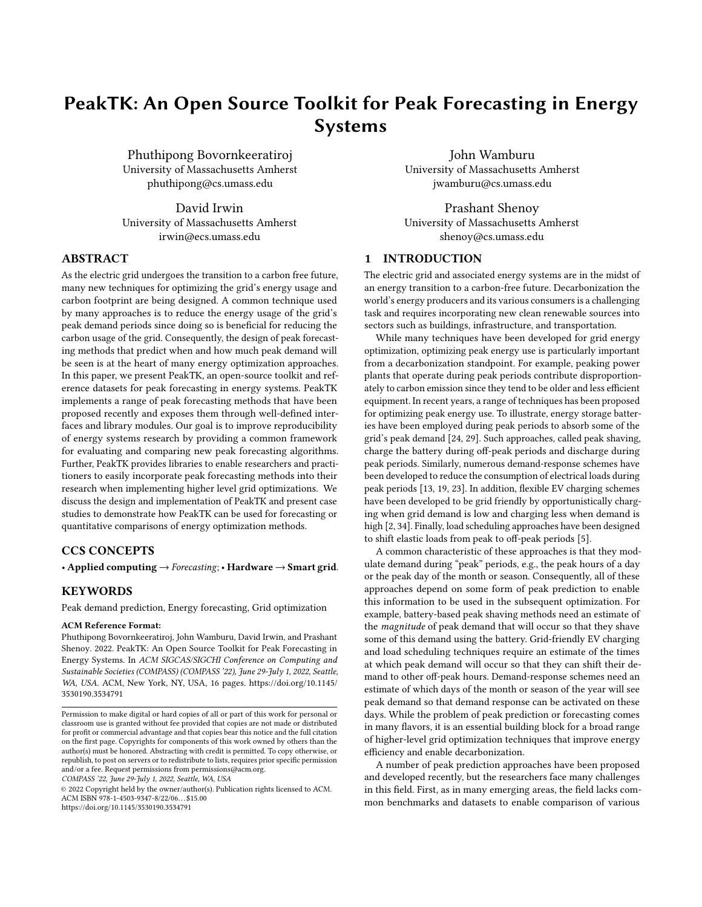# PeakTK: An Open Source Toolkit for Peak Forecasting in Energy Systems

Phuthipong Bovornkeeratiroj
University of Massachusetts Amherst
phuthipong@cs.umass.edu

John Wamburu
University of Massachusetts Amherst
jwamburu@cs.umass.edu

David Irwin
University of Massachusetts Amherst
irwin@ecs.umass.edu

Prashant Shenoy
University of Massachusetts Amherst
shenoy@cs.umass.edu

## ABSTRACT

As the electric grid undergoes the transition to a carbon free future, many new techniques for optimizing the grid's energy usage and carbon footprint are being designed. A common technique used by many approaches is to reduce the energy usage of the grid's peak demand periods since doing so is beneficial for reducing the carbon usage of the grid. Consequently, the design of peak forecasting methods that predict when and how much peak demand will be seen is at the heart of many energy optimization approaches. In this paper, we present PeakTK, an open-source toolkit and reference datasets for peak forecasting in energy systems. PeakTK implements a range of peak forecasting methods that have been proposed recently and exposes them through well-defined interfaces and library modules. Our goal is to improve reproducibility of energy systems research by providing a common framework for evaluating and comparing new peak forecasting algorithms. Further, PeakTK provides libraries to enable researchers and practitioners to easily incorporate peak forecasting methods into their research when implementing higher level grid optimizations. We discuss the design and implementation of PeakTK and present case studies to demonstrate how PeakTK can be used for forecasting or quantitative comparisons of energy optimization methods.

## CCS CONCEPTS

• **Applied computing** → *Forecasting*; • **Hardware** → **Smart grid**.

## KEYWORDS

Peak demand prediction, Energy forecasting, Grid optimization

**ACM Reference Format:**
Phuthipong Bovornkeeratiroj, John Wamburu, David Irwin, and Prashant Shenoy. 2022. PeakTK: An Open Source Toolkit for Peak Forecasting in Energy Systems. In *ACM SIGCAS/SIGCHI Conference on Computing and Sustainable Societies (COMPASS) (COMPASS '22), June 29-July 1, 2022, Seattle, WA, USA.* ACM, New York, NY, USA, 16 pages. https://doi.org/10.1145/3530190.3534791

Permission to make digital or hard copies of all or part of this work for personal or classroom use is granted without fee provided that copies are not made or distributed for profit or commercial advantage and that copies bear this notice and the full citation on the first page. Copyrights for components of this work owned by others than the author(s) must be honored. Abstracting with credit is permitted. To copy otherwise, or republish, to post on servers or to redistribute to lists, requires prior specific permission and/or a fee. Request permissions from permissions@acm.org.
*COMPASS '22, June 29-July 1, 2022, Seattle, WA, USA*
© 2022 Copyright held by the owner/author(s). Publication rights licensed to ACM.
ACM ISBN 978-1-4503-9347-8/22/06…$15.00
https://doi.org/10.1145/3530190.3534791

## 1 INTRODUCTION

The electric grid and associated energy systems are in the midst of an energy transition to a carbon-free future. Decarbonization the world's energy producers and its various consumers is a challenging task and requires incorporating new clean renewable sources into sectors such as buildings, infrastructure, and transportation.

While many techniques have been developed for grid energy optimization, optimizing peak energy use is particularly important from a decarbonization standpoint. For example, peaking power plants that operate during peak periods contribute disproportionately to carbon emission since they tend to be older and less efficient equipment. In recent years, a range of techniques has been proposed for optimizing peak energy use. To illustrate, energy storage batteries have been employed during peak periods to absorb some of the grid's peak demand [24, 29]. Such approaches, called peak shaving, charge the battery during off-peak periods and discharge during peak periods. Similarly, numerous demand-response schemes have been developed to reduce the consumption of electrical loads during peak periods [13, 19, 23]. In addition, flexible EV charging schemes have been developed to be grid friendly by opportunistically charging when grid demand is low and charging less when demand is high [2, 34]. Finally, load scheduling approaches have been designed to shift elastic loads from peak to off-peak periods [5].

A common characteristic of these approaches is that they modulate demand during "peak" periods, e.g., the peak hours of a day or the peak day of the month or season. Consequently, all of these approaches depend on some form of peak prediction to enable this information to be used in the subsequent optimization. For example, battery-based peak shaving methods need an estimate of the *magnitude* of peak demand that will occur so that they shave some of this demand using the battery. Grid-friendly EV charging and load scheduling techniques require an estimate of the times at which peak demand will occur so that they can shift their demand to other off-peak hours. Demand-response schemes need an estimate of which days of the month or season of the year will see peak demand so that demand response can be activated on these days. While the problem of peak prediction or forecasting comes in many flavors, it is an essential building block for a broad range of higher-level grid optimization techniques that improve energy efficiency and enable decarbonization.

A number of peak prediction approaches have been proposed and developed recently, but the researchers face many challenges in this field. First, as in many emerging areas, the field lacks common benchmarks and datasets to enable comparison of various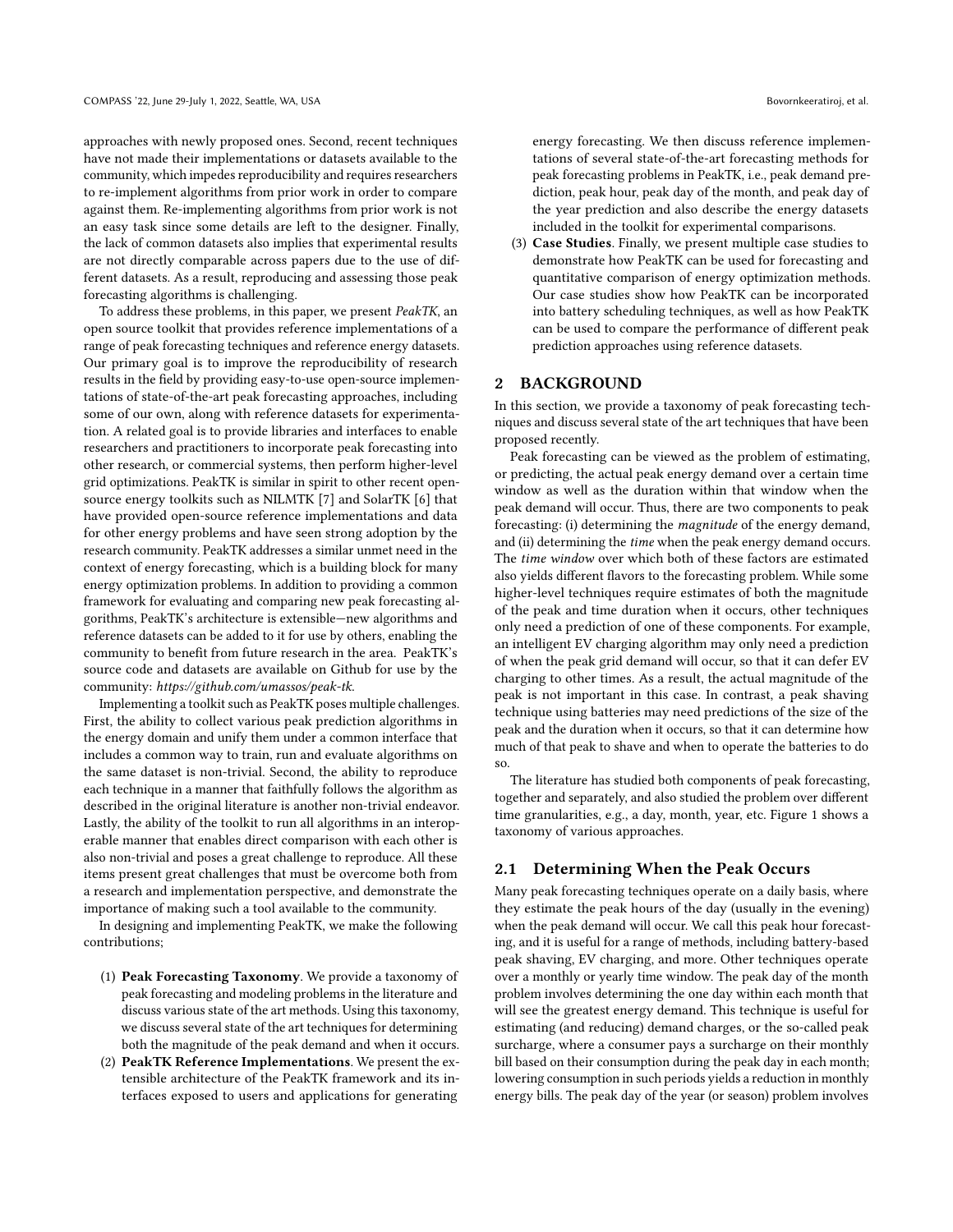approaches with newly proposed ones. Second, recent techniques have not made their implementations or datasets available to the community, which impedes reproducibility and requires researchers to re-implement algorithms from prior work in order to compare against them. Re-implementing algorithms from prior work is not an easy task since some details are left to the designer. Finally, the lack of common datasets also implies that experimental results are not directly comparable across papers due to the use of different datasets. As a result, reproducing and assessing those peak forecasting algorithms is challenging.

To address these problems, in this paper, we present *PeakTK*, an open source toolkit that provides reference implementations of a range of peak forecasting techniques and reference energy datasets. Our primary goal is to improve the reproducibility of research results in the field by providing easy-to-use open-source implementations of state-of-the-art peak forecasting approaches, including some of our own, along with reference datasets for experimentation. A related goal is to provide libraries and interfaces to enable researchers and practitioners to incorporate peak forecasting into other research, or commercial systems, then perform higher-level grid optimizations. PeakTK is similar in spirit to other recent open-source energy toolkits such as NILMTK [7] and SolarTK [6] that have provided open-source reference implementations and data for other energy problems and have seen strong adoption by the research community. PeakTK addresses a similar unmet need in the context of energy forecasting, which is a building block for many energy optimization problems. In addition to providing a common framework for evaluating and comparing new peak forecasting algorithms, PeakTK's architecture is extensible—new algorithms and reference datasets can be added to it for use by others, enabling the community to benefit from future research in the area. PeakTK's source code and datasets are available on Github for use by the community: *https://github.com/umassos/peak-tk*.

Implementing a toolkit such as PeakTK poses multiple challenges. First, the ability to collect various peak prediction algorithms in the energy domain and unify them under a common interface that includes a common way to train, run and evaluate algorithms on the same dataset is non-trivial. Second, the ability to reproduce each technique in a manner that faithfully follows the algorithm as described in the original literature is another non-trivial endeavor. Lastly, the ability of the toolkit to run all algorithms in an interoperable manner that enables direct comparison with each other is also non-trivial and poses a great challenge to reproduce. All these items present great challenges that must be overcome both from a research and implementation perspective, and demonstrate the importance of making such a tool available to the community.

In designing and implementing PeakTK, we make the following contributions;

1. **Peak Forecasting Taxonomy**. We provide a taxonomy of peak forecasting and modeling problems in the literature and discuss various state of the art methods. Using this taxonomy, we discuss several state of the art techniques for determining both the magnitude of the peak demand and when it occurs.
2. **PeakTK Reference Implementations**. We present the extensible architecture of the PeakTK framework and its interfaces exposed to users and applications for generating energy forecasting. We then discuss reference implementations of several state-of-the-art forecasting methods for peak forecasting problems in PeakTK, i.e., peak demand prediction, peak hour, peak day of the month, and peak day of the year prediction and also describe the energy datasets included in the toolkit for experimental comparisons.
3. **Case Studies**. Finally, we present multiple case studies to demonstrate how PeakTK can be used for forecasting and quantitative comparison of energy optimization methods. Our case studies show how PeakTK can be incorporated into battery scheduling techniques, as well as how PeakTK can be used to compare the performance of different peak prediction approaches using reference datasets.

## 2 BACKGROUND

In this section, we provide a taxonomy of peak forecasting techniques and discuss several state of the art techniques that have been proposed recently.

Peak forecasting can be viewed as the problem of estimating, or predicting, the actual peak energy demand over a certain time window as well as the duration within that window when the peak demand will occur. Thus, there are two components to peak forecasting: (i) determining the *magnitude* of the energy demand, and (ii) determining the *time* when the peak energy demand occurs. The *time window* over which both of these factors are estimated also yields different flavors to the forecasting problem. While some higher-level techniques require estimates of both the magnitude of the peak and time duration when it occurs, other techniques only need a prediction of one of these components. For example, an intelligent EV charging algorithm may only need a prediction of when the peak grid demand will occur, so that it can defer EV charging to other times. As a result, the actual magnitude of the peak is not important in this case. In contrast, a peak shaving technique using batteries may need predictions of the size of the peak and the duration when it occurs, so that it can determine how much of that peak to shave and when to operate the batteries to do so.

The literature has studied both components of peak forecasting, together and separately, and also studied the problem over different time granularities, e.g., a day, month, year, etc. Figure 1 shows a taxonomy of various approaches.

### 2.1 Determining When the Peak Occurs

Many peak forecasting techniques operate on a daily basis, where they estimate the peak hours of the day (usually in the evening) when the peak demand will occur. We call this peak hour forecasting, and it is useful for a range of methods, including battery-based peak shaving, EV charging, and more. Other techniques operate over a monthly or yearly time window. The peak day of the month problem involves determining the one day within each month that will see the greatest energy demand. This technique is useful for estimating (and reducing) demand charges, or the so-called peak surcharge, where a consumer pays a surcharge on their monthly bill based on their consumption during the peak day in each month; lowering consumption in such periods yields a reduction in monthly energy bills. The peak day of the year (or season) problem involves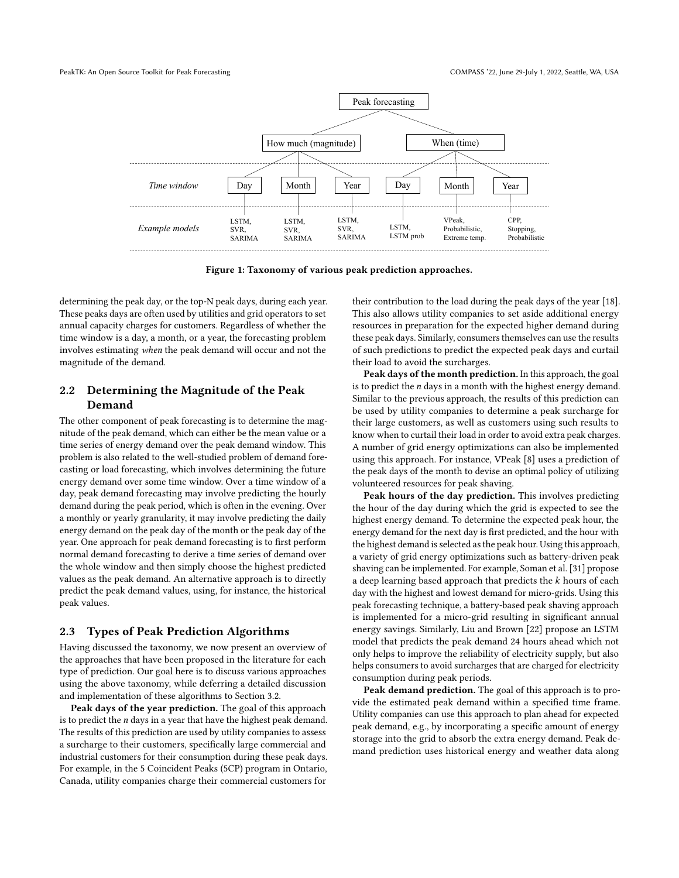Figure 1: Taxonomy of various peak prediction approaches.

determining the peak day, or the top-N peak days, during each year. These peaks days are often used by utilities and grid operators to set annual capacity charges for customers. Regardless of whether the time window is a day, a month, or a year, the forecasting problem involves estimating *when* the peak demand will occur and not the magnitude of the demand.

### 2.2 Determining the Magnitude of the Peak Demand

The other component of peak forecasting is to determine the magnitude of the peak demand, which can either be the mean value or a time series of energy demand over the peak demand window. This problem is also related to the well-studied problem of demand forecasting or load forecasting, which involves determining the future energy demand over some time window. Over a time window of a day, peak demand forecasting may involve predicting the hourly demand during the peak period, which is often in the evening. Over a monthly or yearly granularity, it may involve predicting the daily energy demand on the peak day of the month or the peak day of the year. One approach for peak demand forecasting is to first perform normal demand forecasting to derive a time series of demand over the whole window and then simply choose the highest predicted values as the peak demand. An alternative approach is to directly predict the peak demand values, using, for instance, the historical peak values.

### 2.3 Types of Peak Prediction Algorithms

Having discussed the taxonomy, we now present an overview of the approaches that have been proposed in the literature for each type of prediction. Our goal here is to discuss various approaches using the above taxonomy, while deferring a detailed discussion and implementation of these algorithms to Section 3.2.

**Peak days of the year prediction.** The goal of this approach is to predict the *n* days in a year that have the highest peak demand. The results of this prediction are used by utility companies to assess a surcharge to their customers, specifically large commercial and industrial customers for their consumption during these peak days. For example, in the 5 Coincident Peaks (5CP) program in Ontario, Canada, utility companies charge their commercial customers for their contribution to the load during the peak days of the year [18]. This also allows utility companies to set aside additional energy resources in preparation for the expected higher demand during these peak days. Similarly, consumers themselves can use the results of such predictions to predict the expected peak days and curtail their load to avoid the surcharges.

**Peak days of the month prediction.** In this approach, the goal is to predict the *n* days in a month with the highest energy demand. Similar to the previous approach, the results of this prediction can be used by utility companies to determine a peak surcharge for their large customers, as well as customers using such results to know when to curtail their load in order to avoid extra peak charges. A number of grid energy optimizations can also be implemented using this approach. For instance, VPeak [8] uses a prediction of the peak days of the month to devise an optimal policy of utilizing volunteered resources for peak shaving.

**Peak hours of the day prediction.** This involves predicting the hour of the day during which the grid is expected to see the highest energy demand. To determine the expected peak hour, the energy demand for the next day is first predicted, and the hour with the highest demand is selected as the peak hour. Using this approach, a variety of grid energy optimizations such as battery-driven peak shaving can be implemented. For example, Soman et al. [31] propose a deep learning based approach that predicts the *k* hours of each day with the highest and lowest demand for micro-grids. Using this peak forecasting technique, a battery-based peak shaving approach is implemented for a micro-grid resulting in significant annual energy savings. Similarly, Liu and Brown [22] propose an LSTM model that predicts the peak demand 24 hours ahead which not only helps to improve the reliability of electricity supply, but also helps consumers to avoid surcharges that are charged for electricity consumption during peak periods.

**Peak demand prediction.** The goal of this approach is to provide the estimated peak demand within a specified time frame. Utility companies can use this approach to plan ahead for expected peak demand, e.g., by incorporating a specific amount of energy storage into the grid to absorb the extra energy demand. Peak demand prediction uses historical energy and weather data along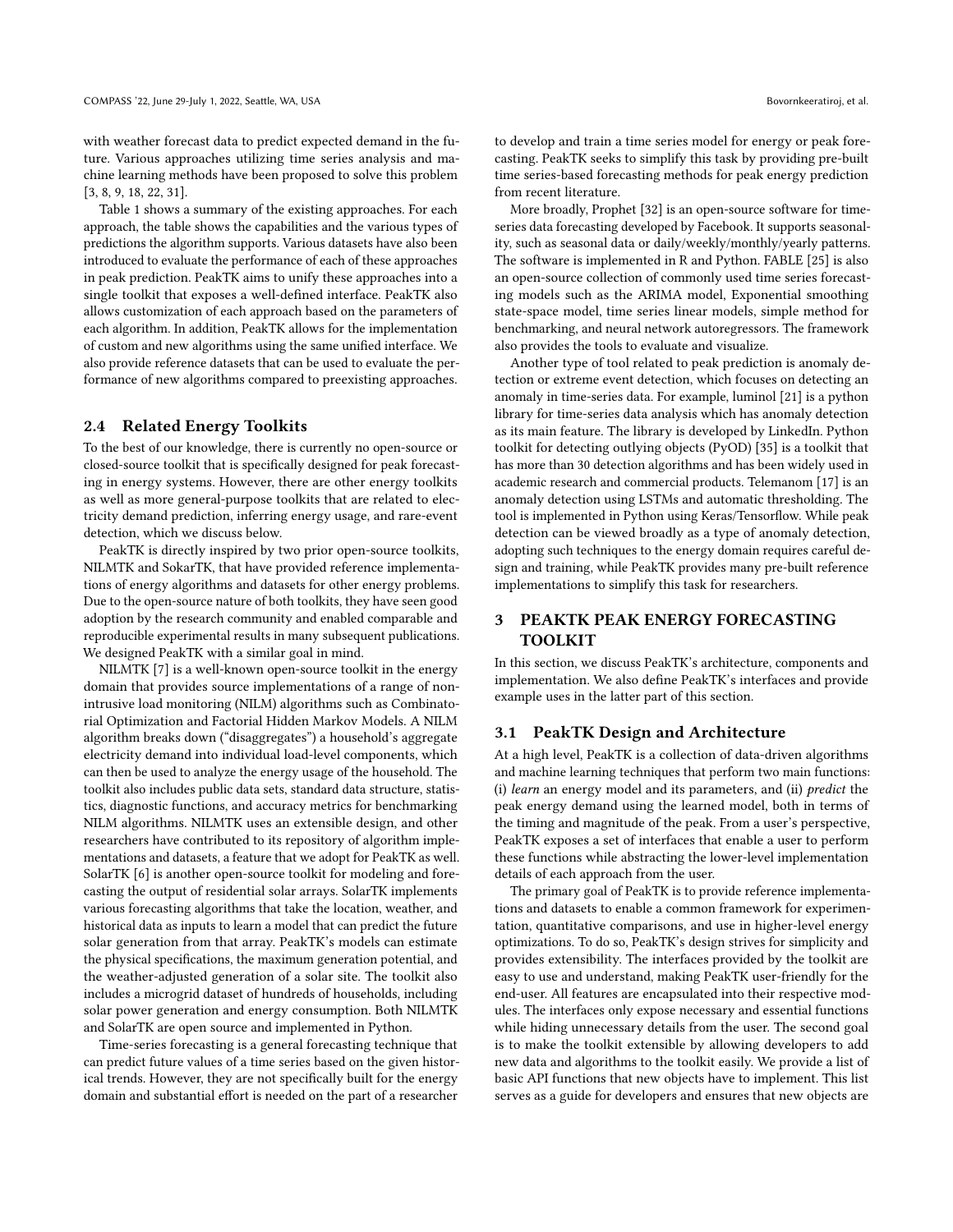with weather forecast data to predict expected demand in the future. Various approaches utilizing time series analysis and machine learning methods have been proposed to solve this problem [3, 8, 9, 18, 22, 31].

Table 1 shows a summary of the existing approaches. For each approach, the table shows the capabilities and the various types of predictions the algorithm supports. Various datasets have also been introduced to evaluate the performance of each of these approaches in peak prediction. PeakTK aims to unify these approaches into a single toolkit that exposes a well-defined interface. PeakTK also allows customization of each approach based on the parameters of each algorithm. In addition, PeakTK allows for the implementation of custom and new algorithms using the same unified interface. We also provide reference datasets that can be used to evaluate the performance of new algorithms compared to preexisting approaches.

### 2.4 Related Energy Toolkits

To the best of our knowledge, there is currently no open-source or closed-source toolkit that is specifically designed for peak forecasting in energy systems. However, there are other energy toolkits as well as more general-purpose toolkits that are related to electricity demand prediction, inferring energy usage, and rare-event detection, which we discuss below.

PeakTK is directly inspired by two prior open-source toolkits, NILMTK and SokarTK, that have provided reference implementations of energy algorithms and datasets for other energy problems. Due to the open-source nature of both toolkits, they have seen good adoption by the research community and enabled comparable and reproducible experimental results in many subsequent publications. We designed PeakTK with a similar goal in mind.

NILMTK [7] is a well-known open-source toolkit in the energy domain that provides source implementations of a range of non-intrusive load monitoring (NILM) algorithms such as Combinatorial Optimization and Factorial Hidden Markov Models. A NILM algorithm breaks down ("disaggregates") a household's aggregate electricity demand into individual load-level components, which can then be used to analyze the energy usage of the household. The toolkit also includes public data sets, standard data structure, statistics, diagnostic functions, and accuracy metrics for benchmarking NILM algorithms. NILMTK uses an extensible design, and other researchers have contributed to its repository of algorithm implementations and datasets, a feature that we adopt for PeakTK as well. SolarTK [6] is another open-source toolkit for modeling and forecasting the output of residential solar arrays. SolarTK implements various forecasting algorithms that take the location, weather, and historical data as inputs to learn a model that can predict the future solar generation from that array. PeakTK's models can estimate the physical specifications, the maximum generation potential, and the weather-adjusted generation of a solar site. The toolkit also includes a microgrid dataset of hundreds of households, including solar power generation and energy consumption. Both NILMTK and SolarTK are open source and implemented in Python.

Time-series forecasting is a general forecasting technique that can predict future values of a time series based on the given historical trends. However, they are not specifically built for the energy domain and substantial effort is needed on the part of a researcher to develop and train a time series model for energy or peak forecasting. PeakTK seeks to simplify this task by providing pre-built time series-based forecasting methods for peak energy prediction from recent literature.

More broadly, Prophet [32] is an open-source software for time-series data forecasting developed by Facebook. It supports seasonality, such as seasonal data or daily/weekly/monthly/yearly patterns. The software is implemented in R and Python. FABLE [25] is also an open-source collection of commonly used time series forecasting models such as the ARIMA model, Exponential smoothing state-space model, time series linear models, simple method for benchmarking, and neural network autoregressors. The framework also provides the tools to evaluate and visualize.

Another type of tool related to peak prediction is anomaly detection or extreme event detection, which focuses on detecting an anomaly in time-series data. For example, luminol [21] is a python library for time-series data analysis which has anomaly detection as its main feature. The library is developed by LinkedIn. Python toolkit for detecting outlying objects (PyOD) [35] is a toolkit that has more than 30 detection algorithms and has been widely used in academic research and commercial products. Telemanom [17] is an anomaly detection using LSTMs and automatic thresholding. The tool is implemented in Python using Keras/Tensorflow. While peak detection can be viewed broadly as a type of anomaly detection, adopting such techniques to the energy domain requires careful design and training, while PeakTK provides many pre-built reference implementations to simplify this task for researchers.

## 3 PEAKTK PEAK ENERGY FORECASTING TOOLKIT

In this section, we discuss PeakTK's architecture, components and implementation. We also define PeakTK's interfaces and provide example uses in the latter part of this section.

### 3.1 PeakTK Design and Architecture

At a high level, PeakTK is a collection of data-driven algorithms and machine learning techniques that perform two main functions: (i) *learn* an energy model and its parameters, and (ii) *predict* the peak energy demand using the learned model, both in terms of the timing and magnitude of the peak. From a user's perspective, PeakTK exposes a set of interfaces that enable a user to perform these functions while abstracting the lower-level implementation details of each approach from the user.

The primary goal of PeakTK is to provide reference implementations and datasets to enable a common framework for experimentation, quantitative comparisons, and use in higher-level energy optimizations. To do so, PeakTK's design strives for simplicity and provides extensibility. The interfaces provided by the toolkit are easy to use and understand, making PeakTK user-friendly for the end-user. All features are encapsulated into their respective modules. The interfaces only expose necessary and essential functions while hiding unnecessary details from the user. The second goal is to make the toolkit extensible by allowing developers to add new data and algorithms to the toolkit easily. We provide a list of basic API functions that new objects have to implement. This list serves as a guide for developers and ensures that new objects are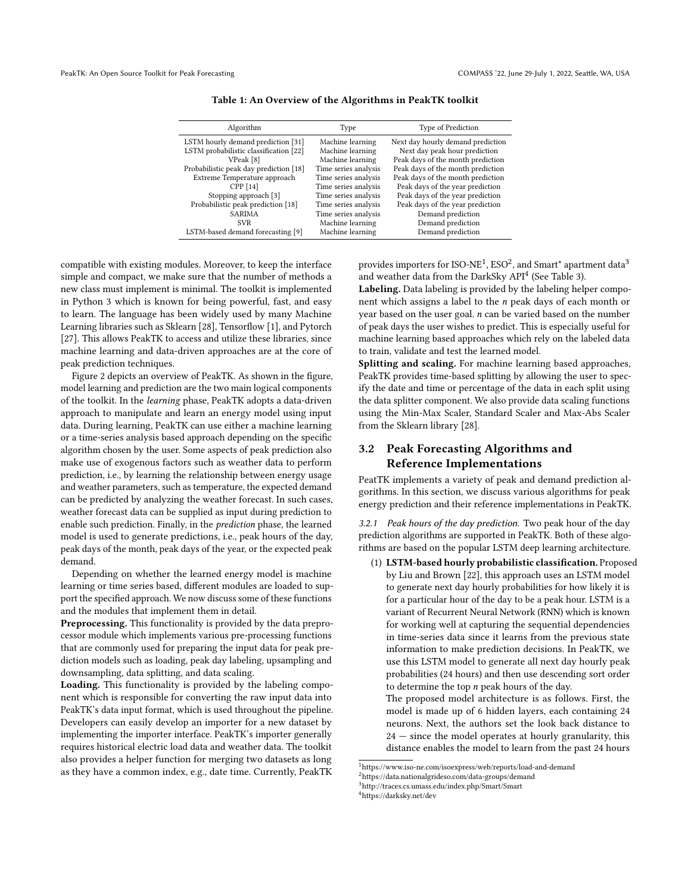Table 1: An Overview of the Algorithms in PeakTK toolkit

| Algorithm | Type | Type of Prediction |
|---|---|---|
| LSTM hourly demand prediction [31] | Machine learning | Next day hourly demand prediction |
| LSTM probabilistic classification [22] | Machine learning | Next day peak hour prediction |
| VPeak [8] | Machine learning | Peak days of the month prediction |
| Probabilistic peak day prediction [18] | Time series analysis | Peak days of the month prediction |
| Extreme Temperature approach | Time series analysis | Peak days of the month prediction |
| CPP [14] | Time series analysis | Peak days of the year prediction |
| Stopping approach [3] | Time series analysis | Peak days of the year prediction |
| Probabilistic peak prediction [18] | Time series analysis | Peak days of the year prediction |
| SARIMA | Time series analysis | Demand prediction |
| SVR | Machine learning | Demand prediction |
| LSTM-based demand forecasting [9] | Machine learning | Demand prediction |

compatible with existing modules. Moreover, to keep the interface simple and compact, we make sure that the number of methods a new class must implement is minimal. The toolkit is implemented in Python 3 which is known for being powerful, fast, and easy to learn. The language has been widely used by many Machine Learning libraries such as Sklearn [28], Tensorflow [1], and Pytorch [27]. This allows PeakTK to access and utilize these libraries, since machine learning and data-driven approaches are at the core of peak prediction techniques.

Figure 2 depicts an overview of PeakTK. As shown in the figure, model learning and prediction are the two main logical components of the toolkit. In the *learning* phase, PeakTK adopts a data-driven approach to manipulate and learn an energy model using input data. During learning, PeakTK can use either a machine learning or a time-series analysis based approach depending on the specific algorithm chosen by the user. Some aspects of peak prediction also make use of exogenous factors such as weather data to perform prediction, i.e., by learning the relationship between energy usage and weather parameters, such as temperature, the expected demand can be predicted by analyzing the weather forecast. In such cases, weather forecast data can be supplied as input during prediction to enable such prediction. Finally, in the *prediction* phase, the learned model is used to generate predictions, i.e., peak hours of the day, peak days of the month, peak days of the year, or the expected peak demand.

Depending on whether the learned energy model is machine learning or time series based, different modules are loaded to support the specified approach. We now discuss some of these functions and the modules that implement them in detail.

**Preprocessing.** This functionality is provided by the data preprocessor module which implements various pre-processing functions that are commonly used for preparing the input data for peak prediction models such as loading, peak day labeling, upsampling and downsampling, data splitting, and data scaling.

**Loading.** This functionality is provided by the labeling component which is responsible for converting the raw input data into PeakTK's data input format, which is used throughout the pipeline. Developers can easily develop an importer for a new dataset by implementing the importer interface. PeakTK's importer generally requires historical electric load data and weather data. The toolkit also provides a helper function for merging two datasets as long as they have a common index, e.g., date time. Currently, PeakTK provides importers for ISO-NE[1], ESO[2], and Smart* apartment data[3] and weather data from the DarkSky API[4] (See Table 3).

**Labeling.** Data labeling is provided by the labeling helper component which assigns a label to the *n* peak days of each month or year based on the user goal. *n* can be varied based on the number of peak days the user wishes to predict. This is especially useful for machine learning based approaches which rely on the labeled data to train, validate and test the learned model.

**Splitting and scaling.** For machine learning based approaches, PeakTK provides time-based splitting by allowing the user to specify the date and time or percentage of the data in each split using the data splitter component. We also provide data scaling functions using the Min-Max Scaler, Standard Scaler and Max-Abs Scaler from the Sklearn library [28].

## 3.2 Peak Forecasting Algorithms and Reference Implementations

PeatTK implements a variety of peak and demand prediction algorithms. In this section, we discuss various algorithms for peak energy prediction and their reference implementations in PeakTK.

*3.2.1 Peak hours of the day prediction.* Two peak hour of the day prediction algorithms are supported in PeakTK. Both of these algorithms are based on the popular LSTM deep learning architecture.

(1) **LSTM-based hourly probabilistic classification.** Proposed by Liu and Brown [22], this approach uses an LSTM model to generate next day hourly probabilities for how likely it is for a particular hour of the day to be a peak hour. LSTM is a variant of Recurrent Neural Network (RNN) which is known for working well at capturing the sequential dependencies in time-series data since it learns from the previous state information to make prediction decisions. In PeakTK, we use this LSTM model to generate all next day hourly peak probabilities (24 hours) and then use descending sort order to determine the top *n* peak hours of the day.

The proposed model architecture is as follows. First, the model is made up of 6 hidden layers, each containing 24 neurons. Next, the authors set the look back distance to 24 — since the model operates at hourly granularity, this distance enables the model to learn from the past 24 hours

[1] https://www.iso-ne.com/isoexpress/web/reports/load-and-demand
[2] https://data.nationalgrideso.com/data-groups/demand
[3] http://traces.cs.umass.edu/index.php/Smart/Smart
[4] https://darksky.net/dev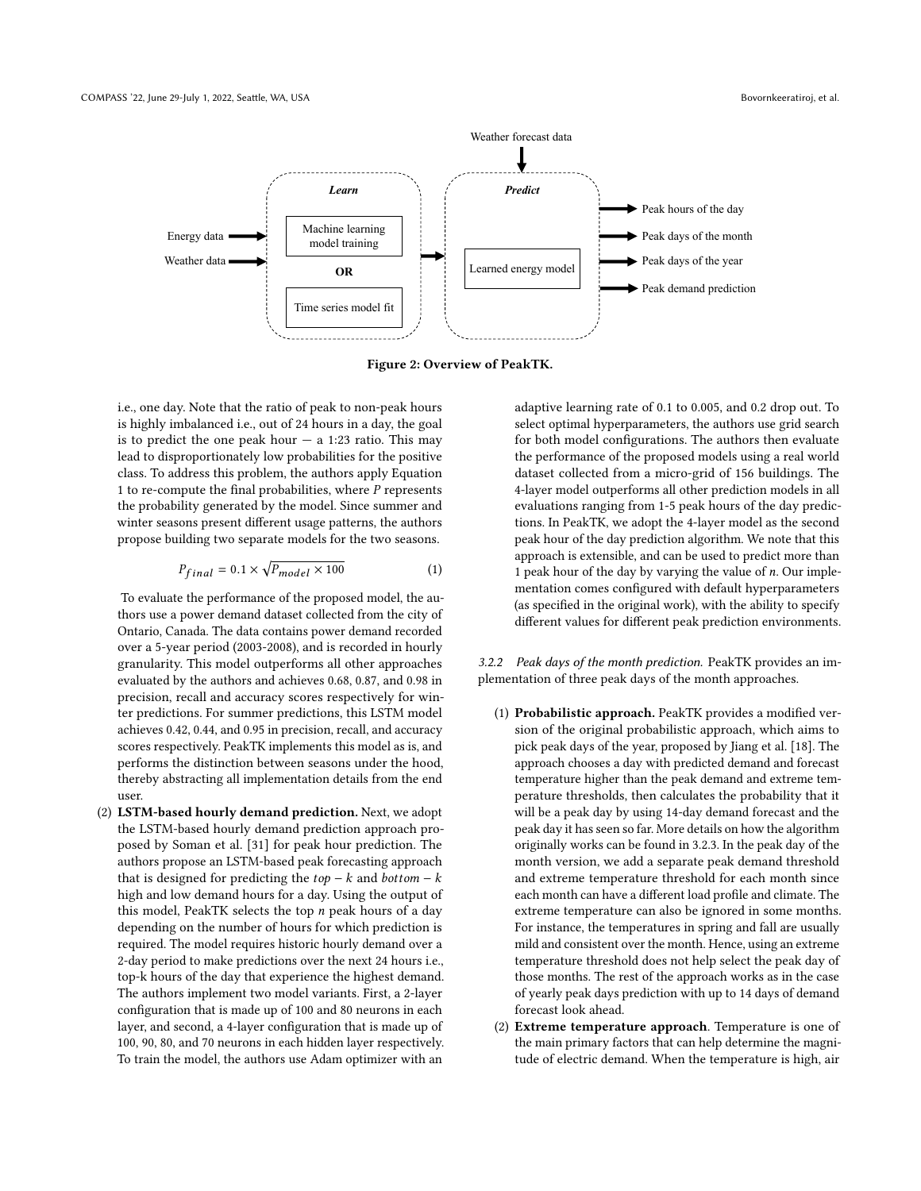Figure 2: Overview of PeakTK.

i.e., one day. Note that the ratio of peak to non-peak hours is highly imbalanced i.e., out of 24 hours in a day, the goal is to predict the one peak hour — a 1:23 ratio. This may lead to disproportionately low probabilities for the positive class. To address this problem, the authors apply Equation 1 to re-compute the final probabilities, where $P$ represents the probability generated by the model. Since summer and winter seasons present different usage patterns, the authors propose building two separate models for the two seasons.

$$P_{final} = 0.1 \times \sqrt{P_{model} \times 100} \tag{1}$$

To evaluate the performance of the proposed model, the authors use a power demand dataset collected from the city of Ontario, Canada. The data contains power demand recorded over a 5-year period (2003-2008), and is recorded in hourly granularity. This model outperforms all other approaches evaluated by the authors and achieves 0.68, 0.87, and 0.98 in precision, recall and accuracy scores respectively for winter predictions. For summer predictions, this LSTM model achieves 0.42, 0.44, and 0.95 in precision, recall, and accuracy scores respectively. PeakTK implements this model as is, and performs the distinction between seasons under the hood, thereby abstracting all implementation details from the end user.

(2) **LSTM-based hourly demand prediction.** Next, we adopt the LSTM-based hourly demand prediction approach proposed by Soman et al. [31] for peak hour prediction. The authors propose an LSTM-based peak forecasting approach that is designed for predicting the $top-k$ and $bottom-k$ high and low demand hours for a day. Using the output of this model, PeakTK selects the top $n$ peak hours of a day depending on the number of hours for which prediction is required. The model requires historic hourly demand over a 2-day period to make predictions over the next 24 hours i.e., top-k hours of the day that experience the highest demand. The authors implement two model variants. First, a 2-layer configuration that is made up of 100 and 80 neurons in each layer, and second, a 4-layer configuration that is made up of 100, 90, 80, and 70 neurons in each hidden layer respectively. To train the model, the authors use Adam optimizer with an adaptive learning rate of 0.1 to 0.005, and 0.2 drop out. To select optimal hyperparameters, the authors use grid search for both model configurations. The authors then evaluate the performance of the proposed models using a real world dataset collected from a micro-grid of 156 buildings. The 4-layer model outperforms all other prediction models in all evaluations ranging from 1-5 peak hours of the day predictions. In PeakTK, we adopt the 4-layer model as the second peak hour of the day prediction algorithm. We note that this approach is extensible, and can be used to predict more than 1 peak hour of the day by varying the value of $n$. Our implementation comes configured with default hyperparameters (as specified in the original work), with the ability to specify different values for different peak prediction environments.

#### 3.2.2 *Peak days of the month prediction.*

PeakTK provides an implementation of three peak days of the month approaches.

(1) **Probabilistic approach.** PeakTK provides a modified version of the original probabilistic approach, which aims to pick peak days of the year, proposed by Jiang et al. [18]. The approach chooses a day with predicted demand and forecast temperature higher than the peak demand and extreme temperature thresholds, then calculates the probability that it will be a peak day by using 14-day demand forecast and the peak day it has seen so far. More details on how the algorithm originally works can be found in 3.2.3. In the peak day of the month version, we add a separate peak demand threshold and extreme temperature threshold for each month since each month can have a different load profile and climate. The extreme temperature can also be ignored in some months. For instance, the temperatures in spring and fall are usually mild and consistent over the month. Hence, using an extreme temperature threshold does not help select the peak day of those months. The rest of the approach works as in the case of yearly peak days prediction with up to 14 days of demand forecast look ahead.

(2) **Extreme temperature approach**. Temperature is one of the main primary factors that can help determine the magnitude of electric demand. When the temperature is high, air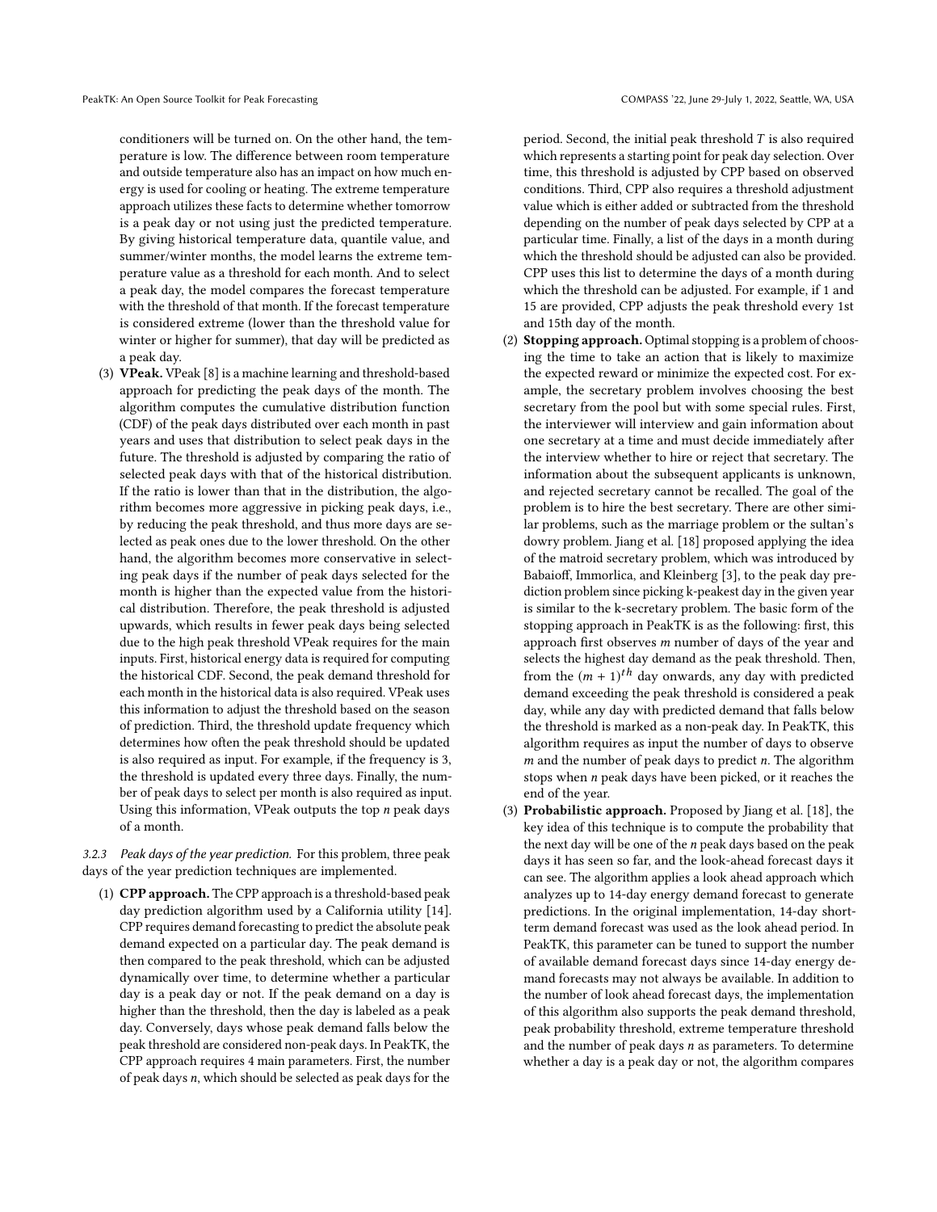conditioners will be turned on. On the other hand, the temperature is low. The difference between room temperature and outside temperature also has an impact on how much energy is used for cooling or heating. The extreme temperature approach utilizes these facts to determine whether tomorrow is a peak day or not using just the predicted temperature. By giving historical temperature data, quantile value, and summer/winter months, the model learns the extreme temperature value as a threshold for each month. And to select a peak day, the model compares the forecast temperature with the threshold of that month. If the forecast temperature is considered extreme (lower than the threshold value for winter or higher for summer), that day will be predicted as a peak day.

(3) **VPeak.** VPeak [8] is a machine learning and threshold-based approach for predicting the peak days of the month. The algorithm computes the cumulative distribution function (CDF) of the peak days distributed over each month in past years and uses that distribution to select peak days in the future. The threshold is adjusted by comparing the ratio of selected peak days with that of the historical distribution. If the ratio is lower than that in the distribution, the algorithm becomes more aggressive in picking peak days, i.e., by reducing the peak threshold, and thus more days are selected as peak ones due to the lower threshold. On the other hand, the algorithm becomes more conservative in selecting peak days if the number of peak days selected for the month is higher than the expected value from the historical distribution. Therefore, the peak threshold is adjusted upwards, which results in fewer peak days being selected due to the high peak threshold VPeak requires for the main inputs. First, historical energy data is required for computing the historical CDF. Second, the peak demand threshold for each month in the historical data is also required. VPeak uses this information to adjust the threshold based on the season of prediction. Third, the threshold update frequency which determines how often the peak threshold should be updated is also required as input. For example, if the frequency is 3, the threshold is updated every three days. Finally, the number of peak days to select per month is also required as input. Using this information, VPeak outputs the top $n$ peak days of a month.

*3.2.3 Peak days of the year prediction.* For this problem, three peak days of the year prediction techniques are implemented.

(1) **CPP approach.** The CPP approach is a threshold-based peak day prediction algorithm used by a California utility [14]. CPP requires demand forecasting to predict the absolute peak demand expected on a particular day. The peak demand is then compared to the peak threshold, which can be adjusted dynamically over time, to determine whether a particular day is a peak day or not. If the peak demand on a day is higher than the threshold, then the day is labeled as a peak day. Conversely, days whose peak demand falls below the peak threshold are considered non-peak days. In PeakTK, the CPP approach requires 4 main parameters. First, the number of peak days $n$, which should be selected as peak days for the period. Second, the initial peak threshold $T$ is also required which represents a starting point for peak day selection. Over time, this threshold is adjusted by CPP based on observed conditions. Third, CPP also requires a threshold adjustment value which is either added or subtracted from the threshold depending on the number of peak days selected by CPP at a particular time. Finally, a list of the days in a month during which the threshold should be adjusted can also be provided. CPP uses this list to determine the days of a month during which the threshold can be adjusted. For example, if 1 and 15 are provided, CPP adjusts the peak threshold every 1st and 15th day of the month.

(2) **Stopping approach.** Optimal stopping is a problem of choosing the time to take an action that is likely to maximize the expected reward or minimize the expected cost. For example, the secretary problem involves choosing the best secretary from the pool but with some special rules. First, the interviewer will interview and gain information about one secretary at a time and must decide immediately after the interview whether to hire or reject that secretary. The information about the subsequent applicants is unknown, and rejected secretary cannot be recalled. The goal of the problem is to hire the best secretary. There are other similar problems, such as the marriage problem or the sultan's dowry problem. Jiang et al. [18] proposed applying the idea of the matroid secretary problem, which was introduced by Babaioff, Immorlica, and Kleinberg [3], to the peak day prediction problem since picking k-peakest day in the given year is similar to the k-secretary problem. The basic form of the stopping approach in PeakTK is as the following: first, this approach first observes $m$ number of days of the year and selects the highest day demand as the peak threshold. Then, from the $(m+1)^{th}$ day onwards, any day with predicted demand exceeding the peak threshold is considered a peak day, while any day with predicted demand that falls below the threshold is marked as a non-peak day. In PeakTK, this algorithm requires as input the number of days to observe $m$ and the number of peak days to predict $n$. The algorithm stops when $n$ peak days have been picked, or it reaches the end of the year.

(3) **Probabilistic approach.** Proposed by Jiang et al. [18], the key idea of this technique is to compute the probability that the next day will be one of the $n$ peak days based on the peak days it has seen so far, and the look-ahead forecast days it can see. The algorithm applies a look ahead approach which analyzes up to 14-day energy demand forecast to generate predictions. In the original implementation, 14-day short-term demand forecast was used as the look ahead period. In PeakTK, this parameter can be tuned to support the number of available demand forecast days since 14-day energy demand forecasts may not always be available. In addition to the number of look ahead forecast days, the implementation of this algorithm also supports the peak demand threshold, peak probability threshold, extreme temperature threshold and the number of peak days $n$ as parameters. To determine whether a day is a peak day or not, the algorithm compares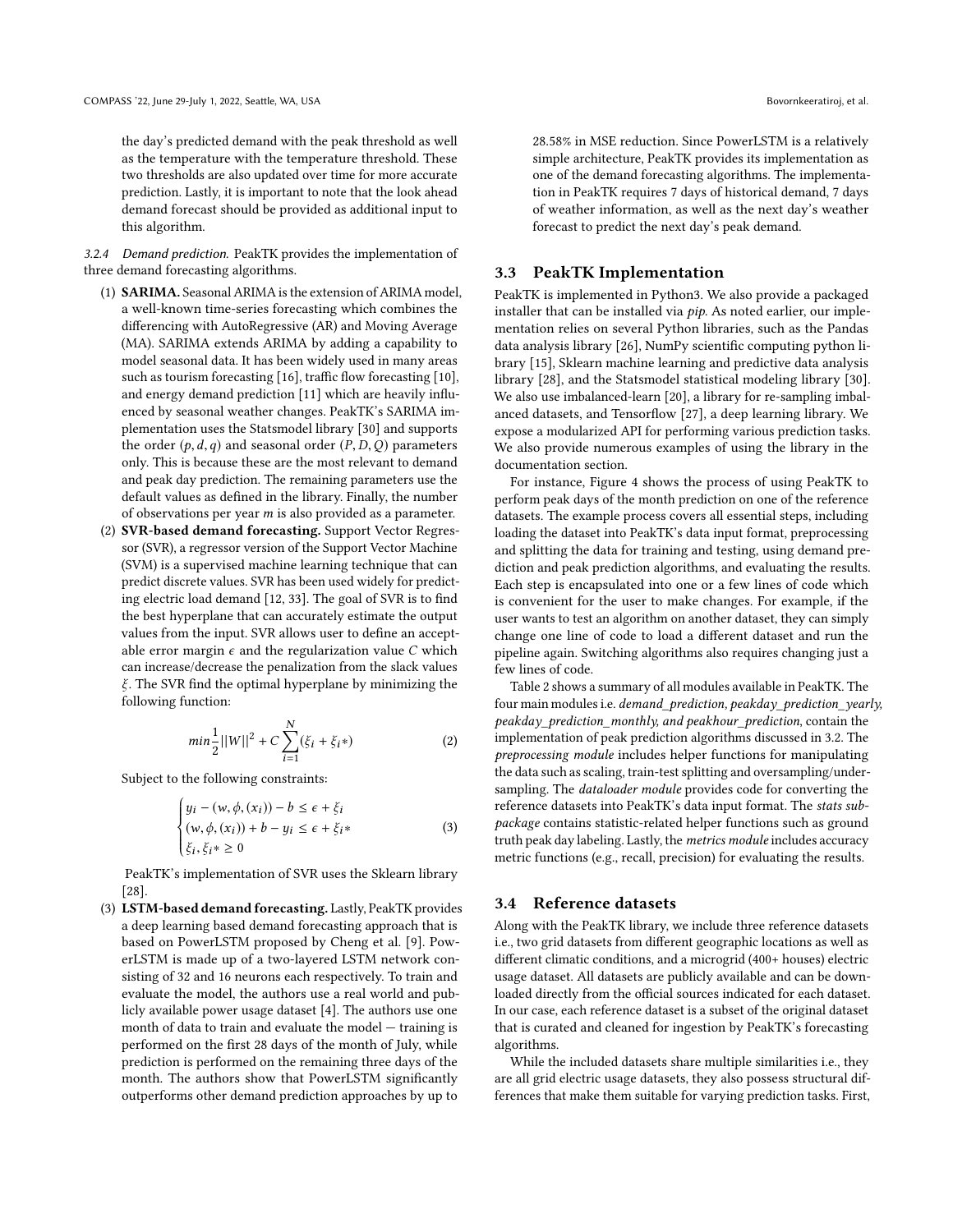the day's predicted demand with the peak threshold as well as the temperature with the temperature threshold. These two thresholds are also updated over time for more accurate prediction. Lastly, it is important to note that the look ahead demand forecast should be provided as additional input to this algorithm.

*3.2.4 Demand prediction.* PeakTK provides the implementation of three demand forecasting algorithms.

(1) **SARIMA.** Seasonal ARIMA is the extension of ARIMA model, a well-known time-series forecasting which combines the differencing with AutoRegressive (AR) and Moving Average (MA). SARIMA extends ARIMA by adding a capability to model seasonal data. It has been widely used in many areas such as tourism forecasting [16], traffic flow forecasting [10], and energy demand prediction [11] which are heavily influenced by seasonal weather changes. PeakTK's SARIMA implementation uses the Statsmodel library [30] and supports the order $(p, d, q)$ and seasonal order $(P, D, Q)$ parameters only. This is because these are the most relevant to demand and peak day prediction. The remaining parameters use the default values as defined in the library. Finally, the number of observations per year $m$ is also provided as a parameter.

(2) **SVR-based demand forecasting.** Support Vector Regressor (SVR), a regressor version of the Support Vector Machine (SVM) is a supervised machine learning technique that can predict discrete values. SVR has been used widely for predicting electric load demand [12, 33]. The goal of SVR is to find the best hyperplane that can accurately estimate the output values from the input. SVR allows user to define an acceptable error margin $\epsilon$ and the regularization value $C$ which can increase/decrease the penalization from the slack values $\xi$. The SVR find the optimal hyperplane by minimizing the following function:

$$min\frac{1}{2}||W||^2 + C\sum_{i=1}^{N}(\xi_i + \xi_i*) \tag{2}$$

Subject to the following constraints:

$$\begin{cases} y_i - (w, \phi, (x_i)) - b \leq \epsilon + \xi_i \\ (w, \phi, (x_i)) + b - y_i \leq \epsilon + \xi_i* \\ \xi_i, \xi_i* \geq 0 \end{cases} \tag{3}$$

PeakTK's implementation of SVR uses the Sklearn library [28].

(3) **LSTM-based demand forecasting.** Lastly, PeakTK provides a deep learning based demand forecasting approach that is based on PowerLSTM proposed by Cheng et al. [9]. PowerLSTM is made up of a two-layered LSTM network consisting of 32 and 16 neurons each respectively. To train and evaluate the model, the authors use a real world and publicly available power usage dataset [4]. The authors use one month of data to train and evaluate the model — training is performed on the first 28 days of the month of July, while prediction is performed on the remaining three days of the month. The authors show that PowerLSTM significantly outperforms other demand prediction approaches by up to 28.58% in MSE reduction. Since PowerLSTM is a relatively simple architecture, PeakTK provides its implementation as one of the demand forecasting algorithms. The implementation in PeakTK requires 7 days of historical demand, 7 days of weather information, as well as the next day's weather forecast to predict the next day's peak demand.

## 3.3 PeakTK Implementation

PeakTK is implemented in Python3. We also provide a packaged installer that can be installed via *pip*. As noted earlier, our implementation relies on several Python libraries, such as the Pandas data analysis library [26], NumPy scientific computing python library [15], Sklearn machine learning and predictive data analysis library [28], and the Statsmodel statistical modeling library [30]. We also use imbalanced-learn [20], a library for re-sampling imbalanced datasets, and Tensorflow [27], a deep learning library. We expose a modularized API for performing various prediction tasks. We also provide numerous examples of using the library in the documentation section.

For instance, Figure 4 shows the process of using PeakTK to perform peak days of the month prediction on one of the reference datasets. The example process covers all essential steps, including loading the dataset into PeakTK's data input format, preprocessing and splitting the data for training and testing, using demand prediction and peak prediction algorithms, and evaluating the results. Each step is encapsulated into one or a few lines of code which is convenient for the user to make changes. For example, if the user wants to test an algorithm on another dataset, they can simply change one line of code to load a different dataset and run the pipeline again. Switching algorithms also requires changing just a few lines of code.

Table 2 shows a summary of all modules available in PeakTK. The four main modules i.e. *demand_prediction, peakday_prediction_yearly, peakday_prediction_monthly, and peakhour_prediction*, contain the implementation of peak prediction algorithms discussed in 3.2. The *preprocessing module* includes helper functions for manipulating the data such as scaling, train-test splitting and oversampling/undersampling. The *dataloader module* provides code for converting the reference datasets into PeakTK's data input format. The *stats subpackage* contains statistic-related helper functions such as ground truth peak day labeling. Lastly, the *metrics module* includes accuracy metric functions (e.g., recall, precision) for evaluating the results.

## 3.4 Reference datasets

Along with the PeakTK library, we include three reference datasets i.e., two grid datasets from different geographic locations as well as different climatic conditions, and a microgrid (400+ houses) electric usage dataset. All datasets are publicly available and can be downloaded directly from the official sources indicated for each dataset. In our case, each reference dataset is a subset of the original dataset that is curated and cleaned for ingestion by PeakTK's forecasting algorithms.

While the included datasets share multiple similarities i.e., they are all grid electric usage datasets, they also possess structural differences that make them suitable for varying prediction tasks. First,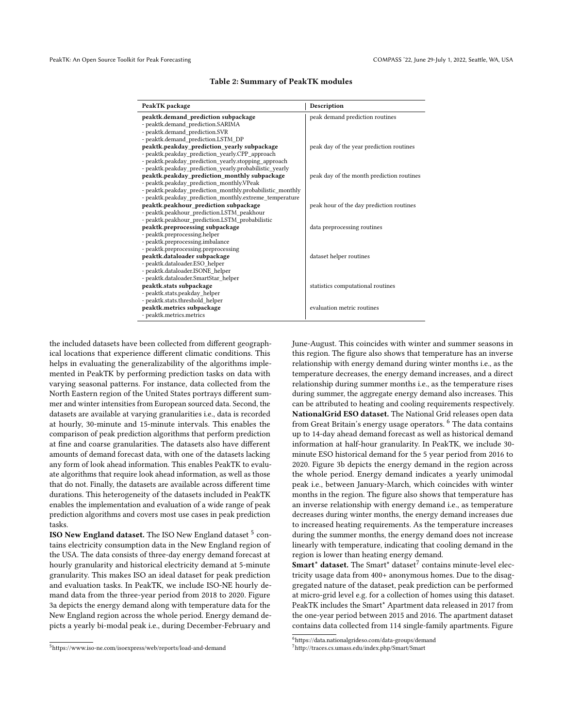**Table 2: Summary of PeakTK modules**

| PeakTK package | Description |
|---|---|
| **peaktk.demand_prediction subpackage**<br>- peaktk.demand_prediction.SARIMA<br>- peaktk.demand_prediction.SVR<br>- peaktk.demand_prediction.LSTM_DP | peak demand prediction routines |
| **peaktk.peakday_prediction_yearly subpackage**<br>- peaktk.peakday_prediction_yearly.CPP_approach<br>- peaktk.peakday_prediction_yearly.stopping_approach<br>- peaktk.peakday_prediction_yearly.probabilistic_yearly | peak day of the year prediction routines |
| **peaktk.peakday_prediction_monthly subpackage**<br>- peaktk.peakday_prediction_monthly.VPeak<br>- peaktk.peakday_prediction_monthly.probabilistic_monthly<br>- peaktk.peakday_prediction_monthly.extreme_temperature | peak day of the month prediction routines |
| **peaktk.peakhour_prediction subpackage**<br>- peaktk.peakhour_prediction.LSTM_peakhour<br>- peaktk.peakhour_prediction.LSTM_probabilistic | peak hour of the day prediction routines |
| **peaktk.preprocessing subpackage**<br>- peaktk.preprocessing.helper<br>- peaktk.preprocessing.imbalance<br>- peaktk.preprocessing.preprocessing | data preprocessing routines |
| **peaktk.dataloader subpackage**<br>- peaktk.dataloader.ESO_helper<br>- peaktk.dataloader.ISONE_helper<br>- peaktk.dataloader.SmartStar_helper | dataset helper routines |
| **peaktk.stats subpackage**<br>- peaktk.stats.peakday_helper<br>- peaktk.stats.threshold_helper | statistics computational routines |
| **peaktk.metrics subpackage**<br>- peaktk.metrics.metrics | evaluation metric routines |

the included datasets have been collected from different geographical locations that experience different climatic conditions. This helps in evaluating the generalizability of the algorithms implemented in PeakTK by performing prediction tasks on data with varying seasonal patterns. For instance, data collected from the North Eastern region of the United States portrays different summer and winter intensities from European sourced data. Second, the datasets are available at varying granularities i.e., data is recorded at hourly, 30-minute and 15-minute intervals. This enables the comparison of peak prediction algorithms that perform prediction at fine and coarse granularities. The datasets also have different amounts of demand forecast data, with one of the datasets lacking any form of look ahead information. This enables PeakTK to evaluate algorithms that require look ahead information, as well as those that do not. Finally, the datasets are available across different time durations. This heterogeneity of the datasets included in PeakTK enables the implementation and evaluation of a wide range of peak prediction algorithms and covers most use cases in peak prediction tasks.

**ISO New England dataset.** The ISO New England dataset [5] contains electricity consumption data in the New England region of the USA. The data consists of three-day energy demand forecast at hourly granularity and historical electricity demand at 5-minute granularity. This makes ISO an ideal dataset for peak prediction and evaluation tasks. In PeakTK, we include ISO-NE hourly demand data from the three-year period from 2018 to 2020. Figure 3a depicts the energy demand along with temperature data for the New England region across the whole period. Energy demand depicts a yearly bi-modal peak i.e., during December-February and June-August. This coincides with winter and summer seasons in this region. The figure also shows that temperature has an inverse relationship with energy demand during winter months i.e., as the temperature decreases, the energy demand increases, and a direct relationship during summer months i.e., as the temperature rises during summer, the aggregate energy demand also increases. This can be attributed to heating and cooling requirements respectively.

**NationalGrid ESO dataset.** The National Grid releases open data from Great Britain's energy usage operators. [6] The data contains up to 14-day ahead demand forecast as well as historical demand information at half-hour granularity. In PeakTK, we include 30-minute ESO historical demand for the 5 year period from 2016 to 2020. Figure 3b depicts the energy demand in the region across the whole period. Energy demand indicates a yearly unimodal peak i.e., between January-March, which coincides with winter months in the region. The figure also shows that temperature has an inverse relationship with energy demand i.e., as temperature decreases during winter months, the energy demand increases due to increased heating requirements. As the temperature increases during the summer months, the energy demand does not increase linearly with temperature, indicating that cooling demand in the region is lower than heating energy demand.

**Smart* dataset.** The Smart* dataset[7] contains minute-level electricity usage data from 400+ anonymous homes. Due to the disaggregated nature of the dataset, peak prediction can be performed at micro-grid level e.g. for a collection of homes using this dataset. PeakTK includes the Smart* Apartment data released in 2017 from the one-year period between 2015 and 2016. The apartment dataset contains data collected from 114 single-family apartments. Figure

[5] https://www.iso-ne.com/isoexpress/web/reports/load-and-demand

[6] https://data.nationalgrideso.com/data-groups/demand

[7] http://traces.cs.umass.edu/index.php/Smart/Smart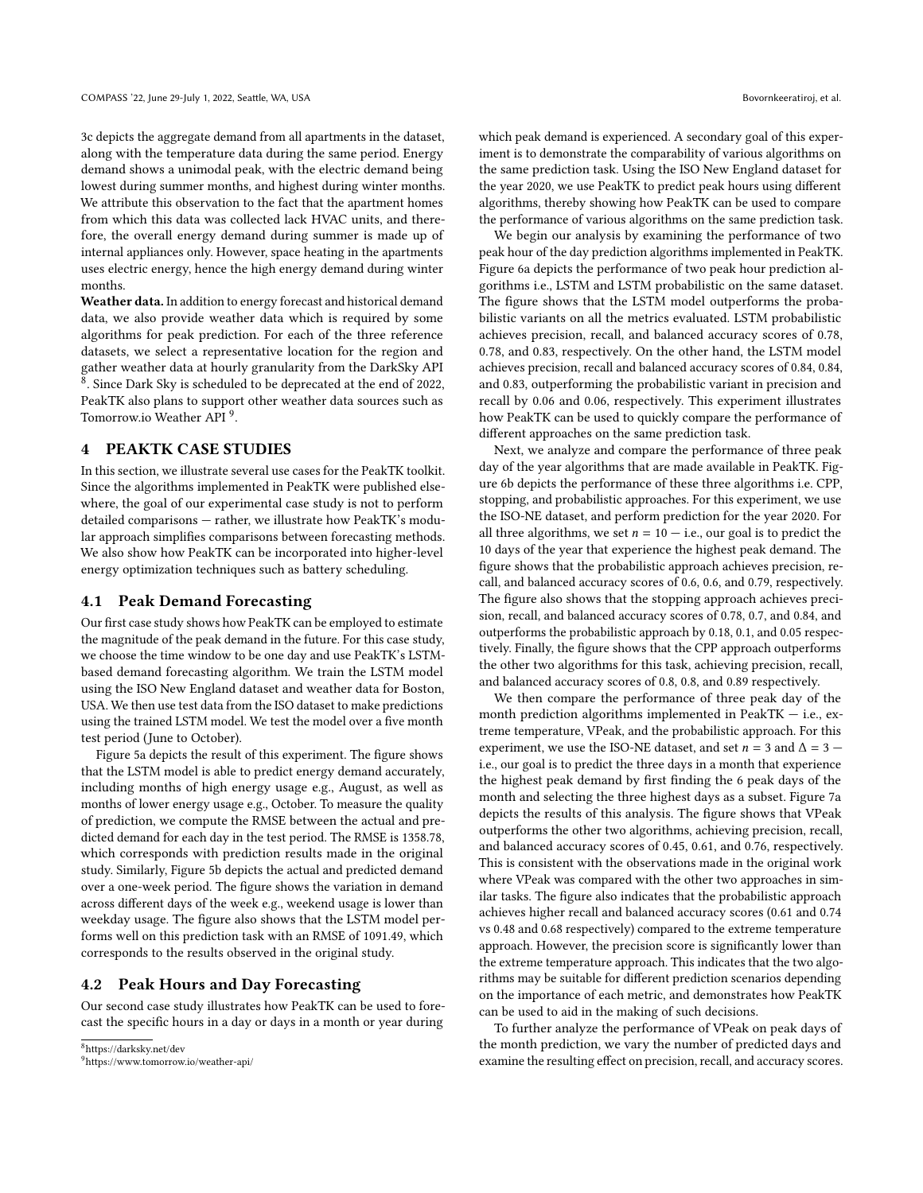3c depicts the aggregate demand from all apartments in the dataset, along with the temperature data during the same period. Energy demand shows a unimodal peak, with the electric demand being lowest during summer months, and highest during winter months. We attribute this observation to the fact that the apartment homes from which this data was collected lack HVAC units, and therefore, the overall energy demand during summer is made up of internal appliances only. However, space heating in the apartments uses electric energy, hence the high energy demand during winter months.

**Weather data.** In addition to energy forecast and historical demand data, we also provide weather data which is required by some algorithms for peak prediction. For each of the three reference datasets, we select a representative location for the region and gather weather data at hourly granularity from the DarkSky API [8]. Since Dark Sky is scheduled to be deprecated at the end of 2022, PeakTK also plans to support other weather data sources such as Tomorrow.io Weather API [9].

## 4 PEAKTK CASE STUDIES

In this section, we illustrate several use cases for the PeakTK toolkit. Since the algorithms implemented in PeakTK were published elsewhere, the goal of our experimental case study is not to perform detailed comparisons — rather, we illustrate how PeakTK's modular approach simplifies comparisons between forecasting methods. We also show how PeakTK can be incorporated into higher-level energy optimization techniques such as battery scheduling.

### 4.1 Peak Demand Forecasting

Our first case study shows how PeakTK can be employed to estimate the magnitude of the peak demand in the future. For this case study, we choose the time window to be one day and use PeakTK's LSTM-based demand forecasting algorithm. We train the LSTM model using the ISO New England dataset and weather data for Boston, USA. We then use test data from the ISO dataset to make predictions using the trained LSTM model. We test the model over a five month test period (June to October).

Figure 5a depicts the result of this experiment. The figure shows that the LSTM model is able to predict energy demand accurately, including months of high energy usage e.g., August, as well as months of lower energy usage e.g., October. To measure the quality of prediction, we compute the RMSE between the actual and predicted demand for each day in the test period. The RMSE is 1358.78, which corresponds with prediction results made in the original study. Similarly, Figure 5b depicts the actual and predicted demand over a one-week period. The figure shows the variation in demand across different days of the week e.g., weekend usage is lower than weekday usage. The figure also shows that the LSTM model performs well on this prediction task with an RMSE of 1091.49, which corresponds to the results observed in the original study.

### 4.2 Peak Hours and Day Forecasting

Our second case study illustrates how PeakTK can be used to forecast the specific hours in a day or days in a month or year during which peak demand is experienced. A secondary goal of this experiment is to demonstrate the comparability of various algorithms on the same prediction task. Using the ISO New England dataset for the year 2020, we use PeakTK to predict peak hours using different algorithms, thereby showing how PeakTK can be used to compare the performance of various algorithms on the same prediction task.

We begin our analysis by examining the performance of two peak hour of the day prediction algorithms implemented in PeakTK. Figure 6a depicts the performance of two peak hour prediction algorithms i.e., LSTM and LSTM probabilistic on the same dataset. The figure shows that the LSTM model outperforms the probabilistic variants on all the metrics evaluated. LSTM probabilistic achieves precision, recall, and balanced accuracy scores of 0.78, 0.78, and 0.83, respectively. On the other hand, the LSTM model achieves precision, recall and balanced accuracy scores of 0.84, 0.84, and 0.83, outperforming the probabilistic variant in precision and recall by 0.06 and 0.06, respectively. This experiment illustrates how PeakTK can be used to quickly compare the performance of different approaches on the same prediction task.

Next, we analyze and compare the performance of three peak day of the year algorithms that are made available in PeakTK. Figure 6b depicts the performance of these three algorithms i.e. CPP, stopping, and probabilistic approaches. For this experiment, we use the ISO-NE dataset, and perform prediction for the year 2020. For all three algorithms, we set $n = 10$ — i.e., our goal is to predict the 10 days of the year that experience the highest peak demand. The figure shows that the probabilistic approach achieves precision, recall, and balanced accuracy scores of 0.6, 0.6, and 0.79, respectively. The figure also shows that the stopping approach achieves precision, recall, and balanced accuracy scores of 0.78, 0.7, and 0.84, and outperforms the probabilistic approach by 0.18, 0.1, and 0.05 respectively. Finally, the figure shows that the CPP approach outperforms the other two algorithms for this task, achieving precision, recall, and balanced accuracy scores of 0.8, 0.8, and 0.89 respectively.

We then compare the performance of three peak day of the month prediction algorithms implemented in PeakTK — i.e., extreme temperature, VPeak, and the probabilistic approach. For this experiment, we use the ISO-NE dataset, and set $n = 3$ and $\Delta = 3$ — i.e., our goal is to predict the three days in a month that experience the highest peak demand by first finding the 6 peak days of the month and selecting the three highest days as a subset. Figure 7a depicts the results of this analysis. The figure shows that VPeak outperforms the other two algorithms, achieving precision, recall, and balanced accuracy scores of 0.45, 0.61, and 0.76, respectively. This is consistent with the observations made in the original work where VPeak was compared with the other two approaches in similar tasks. The figure also indicates that the probabilistic approach achieves higher recall and balanced accuracy scores (0.61 and 0.74 vs 0.48 and 0.68 respectively) compared to the extreme temperature approach. However, the precision score is significantly lower than the extreme temperature approach. This indicates that the two algorithms may be suitable for different prediction scenarios depending on the importance of each metric, and demonstrates how PeakTK can be used to aid in the making of such decisions.

To further analyze the performance of VPeak on peak days of the month prediction, we vary the number of predicted days and examine the resulting effect on precision, recall, and accuracy scores.

[8] https://darksky.net/dev

[9] https://www.tomorrow.io/weather-api/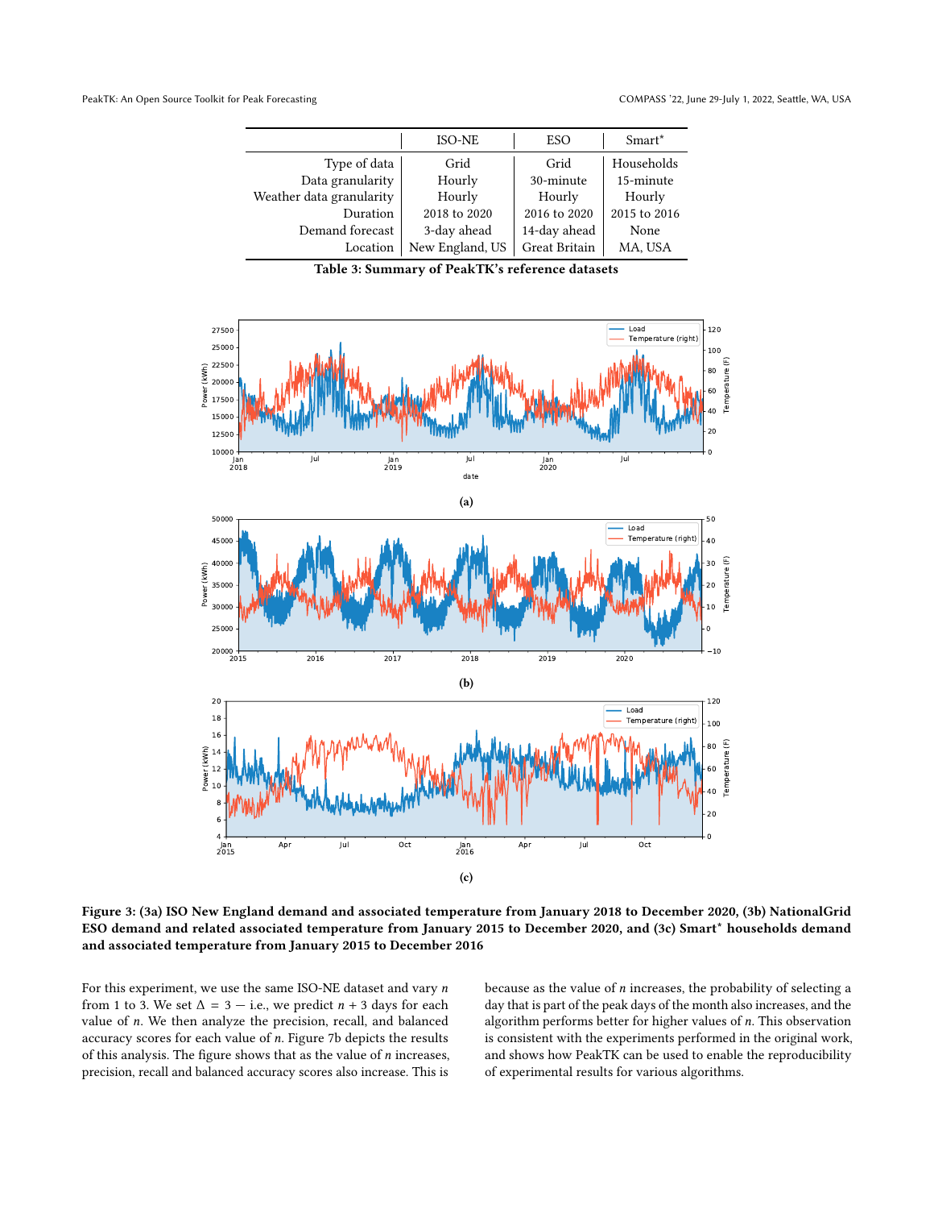| | ISO-NE | ESO | Smart* |
|---|---|---|---|
| Type of data | Grid | Grid | Households |
| Data granularity | Hourly | 30-minute | 15-minute |
| Weather data granularity | Hourly | Hourly | Hourly |
| Duration | 2018 to 2020 | 2016 to 2020 | 2015 to 2016 |
| Demand forecast | 3-day ahead | 14-day ahead | None |
| Location | New England, US | Great Britain | MA, USA |

**Table 3: Summary of PeakTK's reference datasets**

(a)

(b)

(c)

**Figure 3: (3a) ISO New England demand and associated temperature from January 2018 to December 2020, (3b) NationalGrid ESO demand and related associated temperature from January 2015 to December 2020, and (3c) Smart* households demand and associated temperature from January 2015 to December 2016**

For this experiment, we use the same ISO-NE dataset and vary $n$ from 1 to 3. We set $\Delta = 3$ — i.e., we predict $n + 3$ days for each value of $n$. We then analyze the precision, recall, and balanced accuracy scores for each value of $n$. Figure 7b depicts the results of this analysis. The figure shows that as the value of $n$ increases, precision, recall and balanced accuracy scores also increase. This is because as the value of $n$ increases, the probability of selecting a day that is part of the peak days of the month also increases, and the algorithm performs better for higher values of $n$. This observation is consistent with the experiments performed in the original work, and shows how PeakTK can be used to enable the reproducibility of experimental results for various algorithms.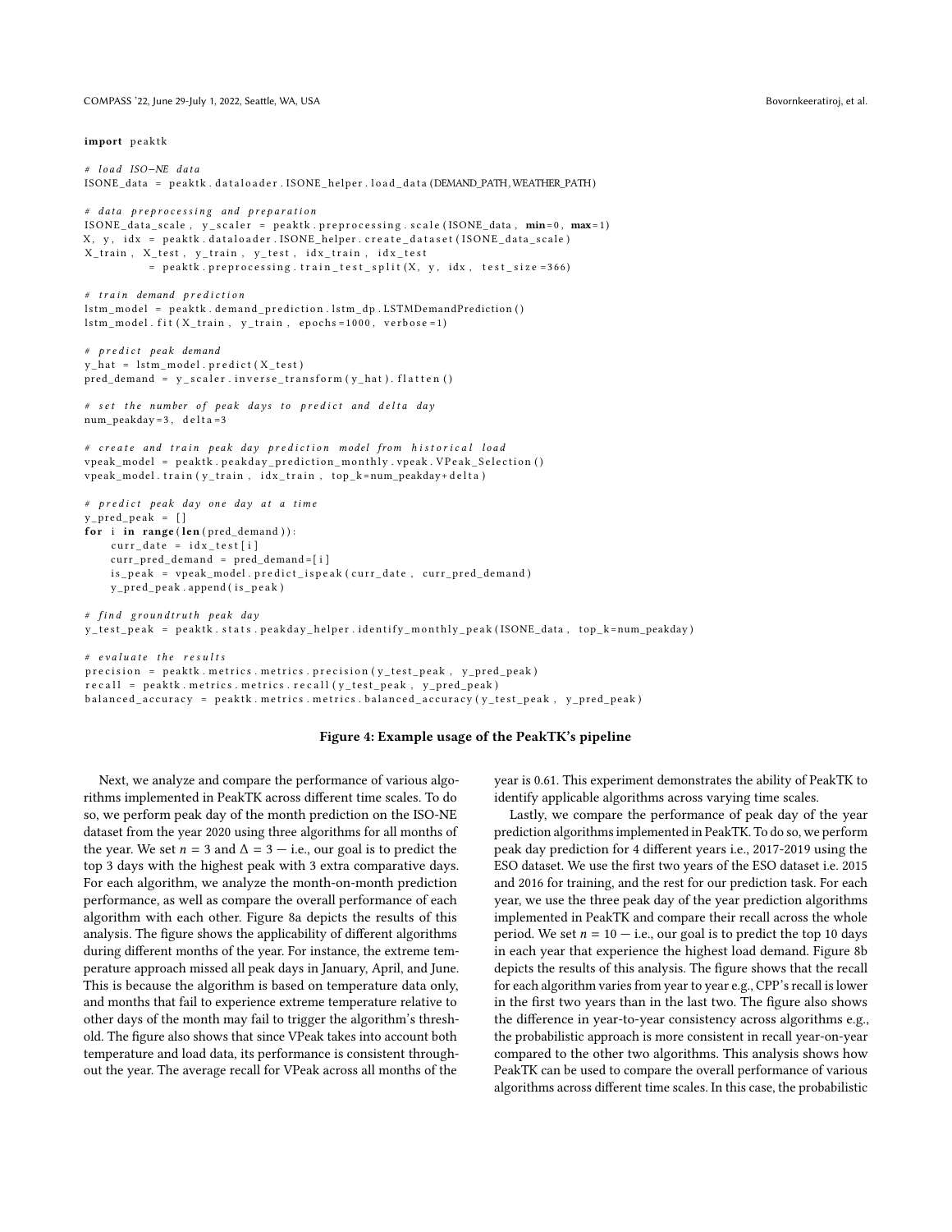```python
import peaktk

# load ISO-NE data
ISONE_data = peaktk.dataloader.ISONE_helper.load_data(DEMAND_PATH, WEATHER_PATH)

# data preprocessing and preparation
ISONE_data_scale, y_scaler = peaktk.preprocessing.scale(ISONE_data, min=0, max=1)
X, y, idx = peaktk.dataloader.ISONE_helper.create_dataset(ISONE_data_scale)
X_train, X_test, y_train, y_test, idx_train, idx_test
          = peaktk.preprocessing.train_test_split(X, y, idx, test_size=366)

# train demand prediction
lstm_model = peaktk.demand_prediction.lstm_dp.LSTMDemandPrediction()
lstm_model.fit(X_train, y_train, epochs=1000, verbose=1)

# predict peak demand
y_hat = lstm_model.predict(X_test)
pred_demand = y_scaler.inverse_transform(y_hat).flatten()

# set the number of peak days to predict and delta day
num_peakday=3, delta=3

# create and train peak day prediction model from historical load
vpeak_model = peaktk.peakday_prediction_monthly.vpeak.VPeak_Selection()
vpeak_model.train(y_train, idx_train, top_k=num_peakday+delta)

# predict peak day one day at a time
y_pred_peak = []
for i in range(len(pred_demand)):
    curr_date = idx_test[i]
    curr_pred_demand = pred_demand=[i]
    is_peak = vpeak_model.predict_ispeak(curr_date, curr_pred_demand)
    y_pred_peak.append(is_peak)

# find groundtruth peak day
y_test_peak = peaktk.stats.peakday_helper.identify_monthly_peak(ISONE_data, top_k=num_peakday)

# evaluate the results
precision = peaktk.metrics.metrics.precision(y_test_peak, y_pred_peak)
recall = peaktk.metrics.metrics.recall(y_test_peak, y_pred_peak)
balanced_accuracy = peaktk.metrics.metrics.balanced_accuracy(y_test_peak, y_pred_peak)
```

**Figure 4: Example usage of the PeakTK's pipeline**

Next, we analyze and compare the performance of various algorithms implemented in PeakTK across different time scales. To do so, we perform peak day of the month prediction on the ISO-NE dataset from the year 2020 using three algorithms for all months of the year. We set $n = 3$ and $\Delta = 3$ — i.e., our goal is to predict the top 3 days with the highest peak with 3 extra comparative days. For each algorithm, we analyze the month-on-month prediction performance, as well as compare the overall performance of each algorithm with each other. Figure 8a depicts the results of this analysis. The figure shows the applicability of different algorithms during different months of the year. For instance, the extreme temperature approach missed all peak days in January, April, and June. This is because the algorithm is based on temperature data only, and months that fail to experience extreme temperature relative to other days of the month may fail to trigger the algorithm's threshold. The figure also shows that since VPeak takes into account both temperature and load data, its performance is consistent throughout the year. The average recall for VPeak across all months of the year is 0.61. This experiment demonstrates the ability of PeakTK to identify applicable algorithms across varying time scales.

Lastly, we compare the performance of peak day of the year prediction algorithms implemented in PeakTK. To do so, we perform peak day prediction for 4 different years i.e., 2017-2019 using the ESO dataset. We use the first two years of the ESO dataset i.e. 2015 and 2016 for training, and the rest for our prediction task. For each year, we use the three peak day of the year prediction algorithms implemented in PeakTK and compare their recall across the whole period. We set $n = 10$ — i.e., our goal is to predict the top 10 days in each year that experience the highest load demand. Figure 8b depicts the results of this analysis. The figure shows that the recall for each algorithm varies from year to year e.g., CPP's recall is lower in the first two years than in the last two. The figure also shows the difference in year-to-year consistency across algorithms e.g., the probabilistic approach is more consistent in recall year-on-year compared to the other two algorithms. This analysis shows how PeakTK can be used to compare the overall performance of various algorithms across different time scales. In this case, the probabilistic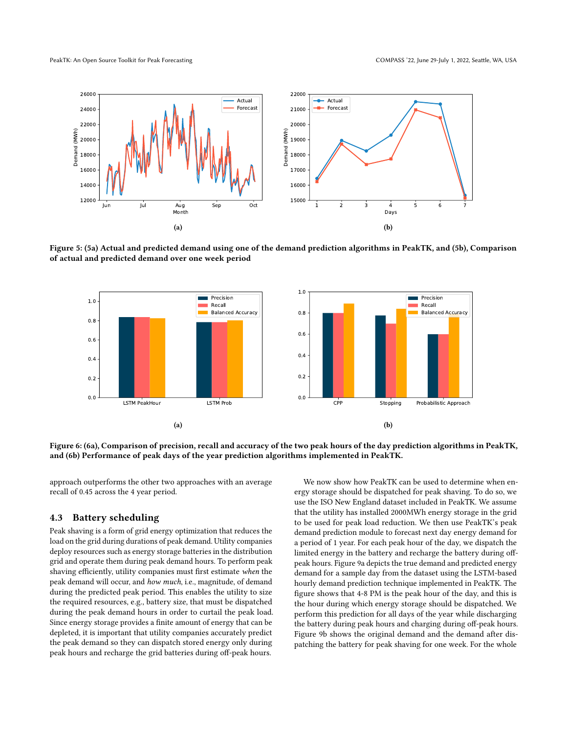Figure 5: (5a) Actual and predicted demand using one of the demand prediction algorithms in PeakTK, and (5b), Comparison of actual and predicted demand over one week period

Figure 6: (6a), Comparison of precision, recall and accuracy of the two peak hours of the day prediction algorithms in PeakTK, and (6b) Performance of peak days of the year prediction algorithms implemented in PeakTK.

approach outperforms the other two approaches with an average recall of 0.45 across the 4 year period.

### 4.3 Battery scheduling

Peak shaving is a form of grid energy optimization that reduces the load on the grid during durations of peak demand. Utility companies deploy resources such as energy storage batteries in the distribution grid and operate them during peak demand hours. To perform peak shaving efficiently, utility companies must first estimate *when* the peak demand will occur, and *how much*, i.e., magnitude, of demand during the predicted peak period. This enables the utility to size the required resources, e.g., battery size, that must be dispatched during the peak demand hours in order to curtail the peak load. Since energy storage provides a finite amount of energy that can be depleted, it is important that utility companies accurately predict the peak demand so they can dispatch stored energy only during peak hours and recharge the grid batteries during off-peak hours.

We now show how PeakTK can be used to determine when energy storage should be dispatched for peak shaving. To do so, we use the ISO New England dataset included in PeakTK. We assume that the utility has installed 2000MWh energy storage in the grid to be used for peak load reduction. We then use PeakTK's peak demand prediction module to forecast next day energy demand for a period of 1 year. For each peak hour of the day, we dispatch the limited energy in the battery and recharge the battery during off-peak hours. Figure 9a depicts the true demand and predicted energy demand for a sample day from the dataset using the LSTM-based hourly demand prediction technique implemented in PeakTK. The figure shows that 4-8 PM is the peak hour of the day, and this is the hour during which energy storage should be dispatched. We perform this prediction for all days of the year while discharging the battery during peak hours and charging during off-peak hours. Figure 9b shows the original demand and the demand after dispatching the battery for peak shaving for one week. For the whole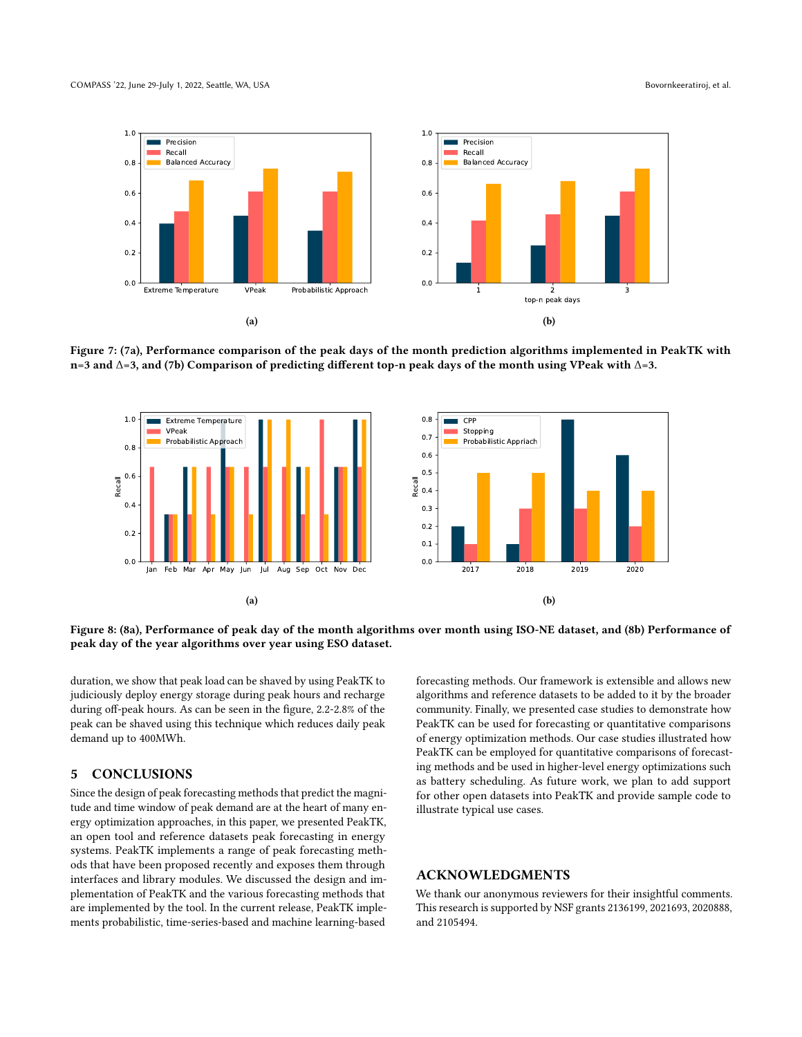(a)

(b)

Figure 7: (7a), Performance comparison of the peak days of the month prediction algorithms implemented in PeakTK with n=3 and $\Delta$=3, and (7b) Comparison of predicting different top-n peak days of the month using VPeak with $\Delta$=3.

(a)

(b)

Figure 8: (8a), Performance of peak day of the month algorithms over month using ISO-NE dataset, and (8b) Performance of peak day of the year algorithms over year using ESO dataset.

duration, we show that peak load can be shaved by using PeakTK to judiciously deploy energy storage during peak hours and recharge during off-peak hours. As can be seen in the figure, 2.2-2.8% of the peak can be shaved using this technique which reduces daily peak demand up to 400MWh.

## 5 CONCLUSIONS

Since the design of peak forecasting methods that predict the magnitude and time window of peak demand are at the heart of many energy optimization approaches, in this paper, we presented PeakTK, an open tool and reference datasets peak forecasting in energy systems. PeakTK implements a range of peak forecasting methods that have been proposed recently and exposes them through interfaces and library modules. We discussed the design and implementation of PeakTK and the various forecasting methods that are implemented by the tool. In the current release, PeakTK implements probabilistic, time-series-based and machine learning-based forecasting methods. Our framework is extensible and allows new algorithms and reference datasets to be added to it by the broader community. Finally, we presented case studies to demonstrate how PeakTK can be used for forecasting or quantitative comparisons of energy optimization methods. Our case studies illustrated how PeakTK can be employed for quantitative comparisons of forecasting methods and be used in higher-level energy optimizations such as battery scheduling. As future work, we plan to add support for other open datasets into PeakTK and provide sample code to illustrate typical use cases.

## ACKNOWLEDGMENTS

We thank our anonymous reviewers for their insightful comments. This research is supported by NSF grants 2136199, 2021693, 2020888, and 2105494.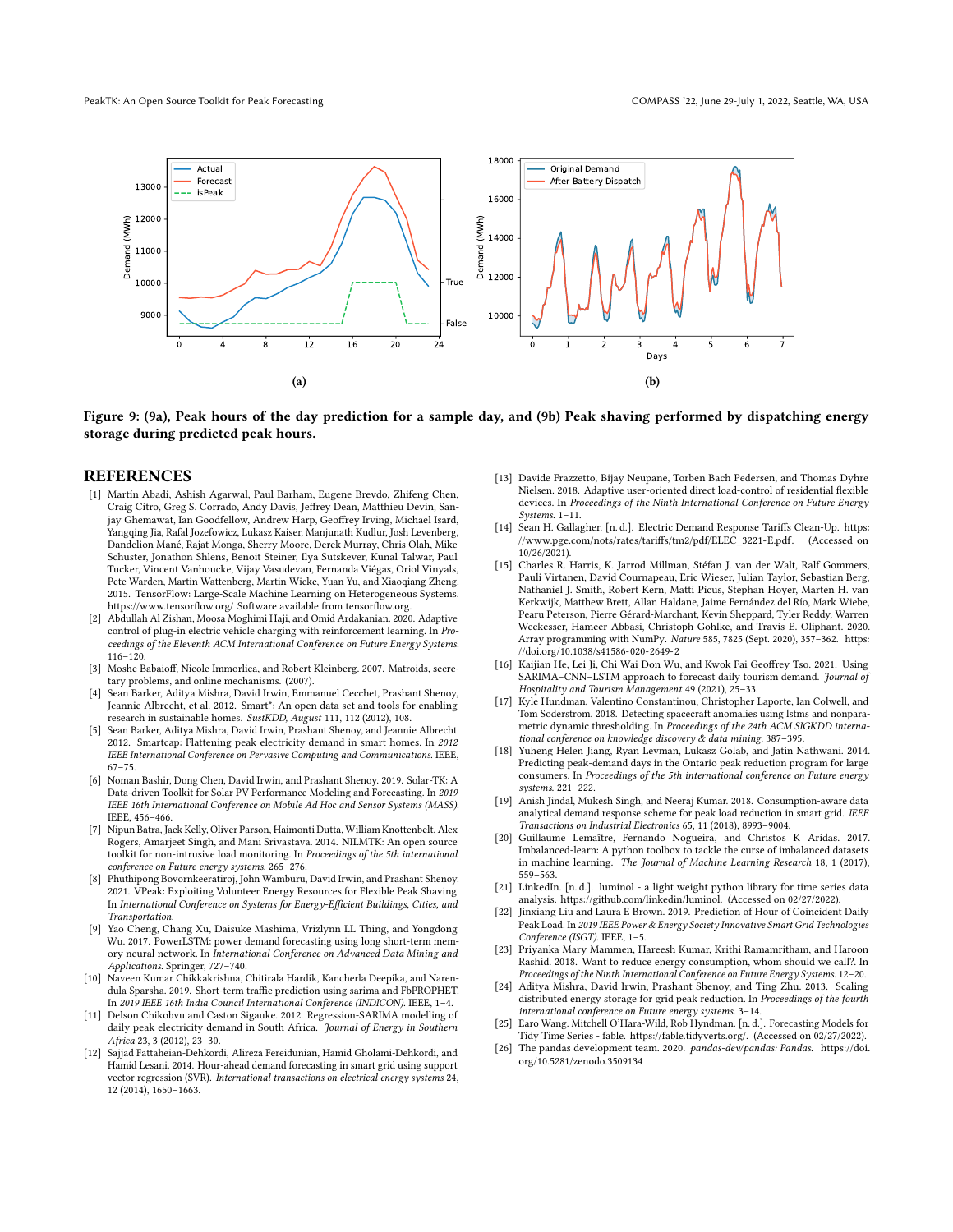(a)

(b)

**Figure 9: (9a), Peak hours of the day prediction for a sample day, and (9b) Peak shaving performed by dispatching energy storage during predicted peak hours.**

## REFERENCES

[1] Martín Abadi, Ashish Agarwal, Paul Barham, Eugene Brevdo, Zhifeng Chen, Craig Citro, Greg S. Corrado, Andy Davis, Jeffrey Dean, Matthieu Devin, Sanjay Ghemawat, Ian Goodfellow, Andrew Harp, Geoffrey Irving, Michael Isard, Yangqing Jia, Rafal Jozefowicz, Lukasz Kaiser, Manjunath Kudlur, Josh Levenberg, Dandelion Mané, Rajat Monga, Sherry Moore, Derek Murray, Chris Olah, Mike Schuster, Jonathon Shlens, Benoit Steiner, Ilya Sutskever, Kunal Talwar, Paul Tucker, Vincent Vanhoucke, Vijay Vasudevan, Fernanda Viégas, Oriol Vinyals, Pete Warden, Martin Wattenberg, Martin Wicke, Yuan Yu, and Xiaoqiang Zheng. 2015. TensorFlow: Large-Scale Machine Learning on Heterogeneous Systems. https://www.tensorflow.org/ Software available from tensorflow.org.

[2] Abdullah Al Zishan, Moosa Moghimi Haji, and Omid Ardakanian. 2020. Adaptive control of plug-in electric vehicle charging with reinforcement learning. In *Proceedings of the Eleventh ACM International Conference on Future Energy Systems*. 116–120.

[3] Moshe Babaioff, Nicole Immorlica, and Robert Kleinberg. 2007. Matroids, secretary problems, and online mechanisms. (2007).

[4] Sean Barker, Aditya Mishra, David Irwin, Emmanuel Cecchet, Prashant Shenoy, Jeannie Albrecht, et al. 2012. Smart*: An open data set and tools for enabling research in sustainable homes. *SustKDD, August* 111, 112 (2012), 108.

[5] Sean Barker, Aditya Mishra, David Irwin, Prashant Shenoy, and Jeannie Albrecht. 2012. Smartcap: Flattening peak electricity demand in smart homes. In *2012 IEEE International Conference on Pervasive Computing and Communications*. IEEE, 67–75.

[6] Noman Bashir, Dong Chen, David Irwin, and Prashant Shenoy. 2019. Solar-TK: A Data-driven Toolkit for Solar PV Performance Modeling and Forecasting. In *2019 IEEE 16th International Conference on Mobile Ad Hoc and Sensor Systems (MASS)*. IEEE, 456–466.

[7] Nipun Batra, Jack Kelly, Oliver Parson, Haimonti Dutta, William Knottenbelt, Alex Rogers, Amarjeet Singh, and Mani Srivastava. 2014. NILMTK: An open source toolkit for non-intrusive load monitoring. In *Proceedings of the 5th international conference on Future energy systems*. 265–276.

[8] Phuthipong Bovornkeeratiroj, John Wamburu, David Irwin, and Prashant Shenoy. 2021. VPeak: Exploiting Volunteer Energy Resources for Flexible Peak Shaving. In *International Conference on Systems for Energy-Efficient Buildings, Cities, and Transportation*.

[9] Yao Cheng, Chang Xu, Daisuke Mashima, Vrizlynn LL Thing, and Yongdong Wu. 2017. PowerLSTM: power demand forecasting using long short-term memory neural network. In *International Conference on Advanced Data Mining and Applications*. Springer, 727–740.

[10] Naveen Kumar Chikkakrishna, Chitirala Hardik, Kancherla Deepika, and Narendra Sparsha. 2019. Short-term traffic prediction using sarima and FbPROPHET. In *2019 IEEE 16th India Council International Conference (INDICON)*. IEEE, 1–4.

[11] Delson Chikobvu and Caston Sigauke. 2012. Regression-SARIMA modelling of daily peak electricity demand in South Africa. *Journal of Energy in Southern Africa* 23, 3 (2012), 23–30.

[12] Sajjad Fattaheian-Dehkordi, Alireza Fereidunian, Hamid Gholami-Dehkordi, and Hamid Lesani. 2014. Hour-ahead demand forecasting in smart grid using support vector regression (SVR). *International transactions on electrical energy systems* 24, 12 (2014), 1650–1663.

[13] Davide Frazzetto, Bijay Neupane, Torben Bach Pedersen, and Thomas Dyhre Nielsen. 2018. Adaptive user-oriented direct load-control of residential flexible devices. In *Proceedings of the Ninth International Conference on Future Energy Systems*. 1–11.

[14] Sean H. Gallagher. [n. d.]. Electric Demand Response Tariffs Clean-Up. https://www.pge.com/nots/rates/tariffs/tm2/pdf/ELEC_3221-E.pdf. (Accessed on 10/26/2021).

[15] Charles R. Harris, K. Jarrod Millman, Stéfan J. van der Walt, Ralf Gommers, Pauli Virtanen, David Cournapeau, Eric Wieser, Julian Taylor, Sebastian Berg, Nathaniel J. Smith, Robert Kern, Matti Picus, Stephan Hoyer, Marten H. van Kerkwijk, Matthew Brett, Allan Haldane, Jaime Fernández del Río, Mark Wiebe, Pearu Peterson, Pierre Gérard-Marchant, Kevin Sheppard, Tyler Reddy, Warren Weckesser, Hameer Abbasi, Christoph Gohlke, and Travis E. Oliphant. 2020. Array programming with NumPy. *Nature* 585, 7825 (Sept. 2020), 357–362. https://doi.org/10.1038/s41586-020-2649-2

[16] Kaijian He, Lei Ji, Chi Wai Don Wu, and Kwok Fai Geoffrey Tso. 2021. Using SARIMA–CNN–LSTM approach to forecast daily tourism demand. *Journal of Hospitality and Tourism Management* 49 (2021), 25–33.

[17] Kyle Hundman, Valentino Constantinou, Christopher Laporte, Ian Colwell, and Tom Soderstrom. 2018. Detecting spacecraft anomalies using lstms and nonparametric dynamic thresholding. In *Proceedings of the 24th ACM SIGKDD international conference on knowledge discovery & data mining*. 387–395.

[18] Yuheng Helen Jiang, Ryan Levman, Lukasz Golab, and Jatin Nathwani. 2014. Predicting peak-demand days in the Ontario peak reduction program for large consumers. In *Proceedings of the 5th international conference on Future energy systems*. 221–222.

[19] Anish Jindal, Mukesh Singh, and Neeraj Kumar. 2018. Consumption-aware data analytical demand response scheme for peak load reduction in smart grid. *IEEE Transactions on Industrial Electronics* 65, 11 (2018), 8993–9004.

[20] Guillaume Lemaître, Fernando Nogueira, and Christos K Aridas. 2017. Imbalanced-learn: A python toolbox to tackle the curse of imbalanced datasets in machine learning. *The Journal of Machine Learning Research* 18, 1 (2017), 559–563.

[21] LinkedIn. [n. d.]. luminol - a light weight python library for time series data analysis. https://github.com/linkedin/luminol. (Accessed on 02/27/2022).

[22] Jinxiang Liu and Laura E Brown. 2019. Prediction of Hour of Coincident Daily Peak Load. In *2019 IEEE Power & Energy Society Innovative Smart Grid Technologies Conference (ISGT)*. IEEE, 1–5.

[23] Priyanka Mary Mammen, Hareesh Kumar, Krithi Ramamritham, and Haroon Rashid. 2018. Want to reduce energy consumption, whom should we call?. In *Proceedings of the Ninth International Conference on Future Energy Systems*. 12–20.

[24] Aditya Mishra, David Irwin, Prashant Shenoy, and Ting Zhu. 2013. Scaling distributed energy storage for grid peak reduction. In *Proceedings of the fourth international conference on Future energy systems*. 3–14.

[25] Earo Wang. Mitchell O'Hara-Wild, Rob Hyndman. [n. d.]. Forecasting Models for Tidy Time Series - fable. https://fable.tidyverts.org/. (Accessed on 02/27/2022).

[26] The pandas development team. 2020. *pandas-dev/pandas: Pandas*. https://doi.org/10.5281/zenodo.3509134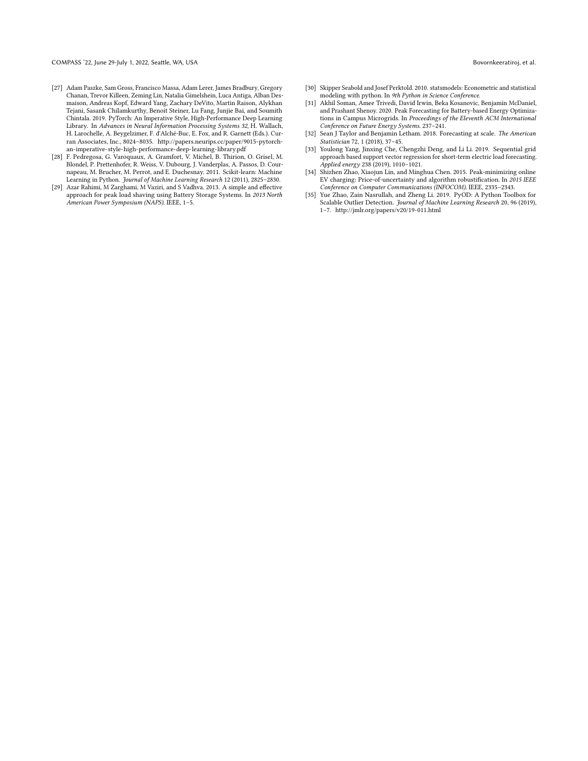[27] Adam Paszke, Sam Gross, Francisco Massa, Adam Lerer, James Bradbury, Gregory Chanan, Trevor Killeen, Zeming Lin, Natalia Gimelshein, Luca Antiga, Alban Desmaison, Andreas Kopf, Edward Yang, Zachary DeVito, Martin Raison, Alykhan Tejani, Sasank Chilamkurthy, Benoit Steiner, Lu Fang, Junjie Bai, and Soumith Chintala. 2019. PyTorch: An Imperative Style, High-Performance Deep Learning Library. In *Advances in Neural Information Processing Systems 32*, H. Wallach, H. Larochelle, A. Beygelzimer, F. d'Alché-Buc, E. Fox, and R. Garnett (Eds.). Curran Associates, Inc., 8024–8035. http://papers.neurips.cc/paper/9015-pytorch-an-imperative-style-high-performance-deep-learning-library.pdf

[28] F. Pedregosa, G. Varoquaux, A. Gramfort, V. Michel, B. Thirion, O. Grisel, M. Blondel, P. Prettenhofer, R. Weiss, V. Dubourg, J. Vanderplas, A. Passos, D. Cournapeau, M. Brucher, M. Perrot, and E. Duchesnay. 2011. Scikit-learn: Machine Learning in Python. *Journal of Machine Learning Research* 12 (2011), 2825–2830.

[29] Azar Rahimi, M Zarghami, M Vaziri, and S Vadhva. 2013. A simple and effective approach for peak load shaving using Battery Storage Systems. In *2013 North American Power Symposium (NAPS)*. IEEE, 1–5.

[30] Skipper Seabold and Josef Perktold. 2010. statsmodels: Econometric and statistical modeling with python. In *9th Python in Science Conference*.

[31] Akhil Soman, Amee Trivedi, David Irwin, Beka Kosanovic, Benjamin McDaniel, and Prashant Shenoy. 2020. Peak Forecasting for Battery-based Energy Optimizations in Campus Microgrids. In *Proceedings of the Eleventh ACM International Conference on Future Energy Systems*. 237–241.

[32] Sean J Taylor and Benjamin Letham. 2018. Forecasting at scale. *The American Statistician* 72, 1 (2018), 37–45.

[33] Youlong Yang, Jinxing Che, Chengzhi Deng, and Li Li. 2019. Sequential grid approach based support vector regression for short-term electric load forecasting. *Applied energy* 238 (2019), 1010–1021.

[34] Shizhen Zhao, Xiaojun Lin, and Minghua Chen. 2015. Peak-minimizing online EV charging: Price-of-uncertainty and algorithm robustification. In *2015 IEEE Conference on Computer Communications (INFOCOM)*. IEEE, 2335–2343.

[35] Yue Zhao, Zain Nasrullah, and Zheng Li. 2019. PyOD: A Python Toolbox for Scalable Outlier Detection. *Journal of Machine Learning Research* 20, 96 (2019), 1–7. http://jmlr.org/papers/v20/19-011.html